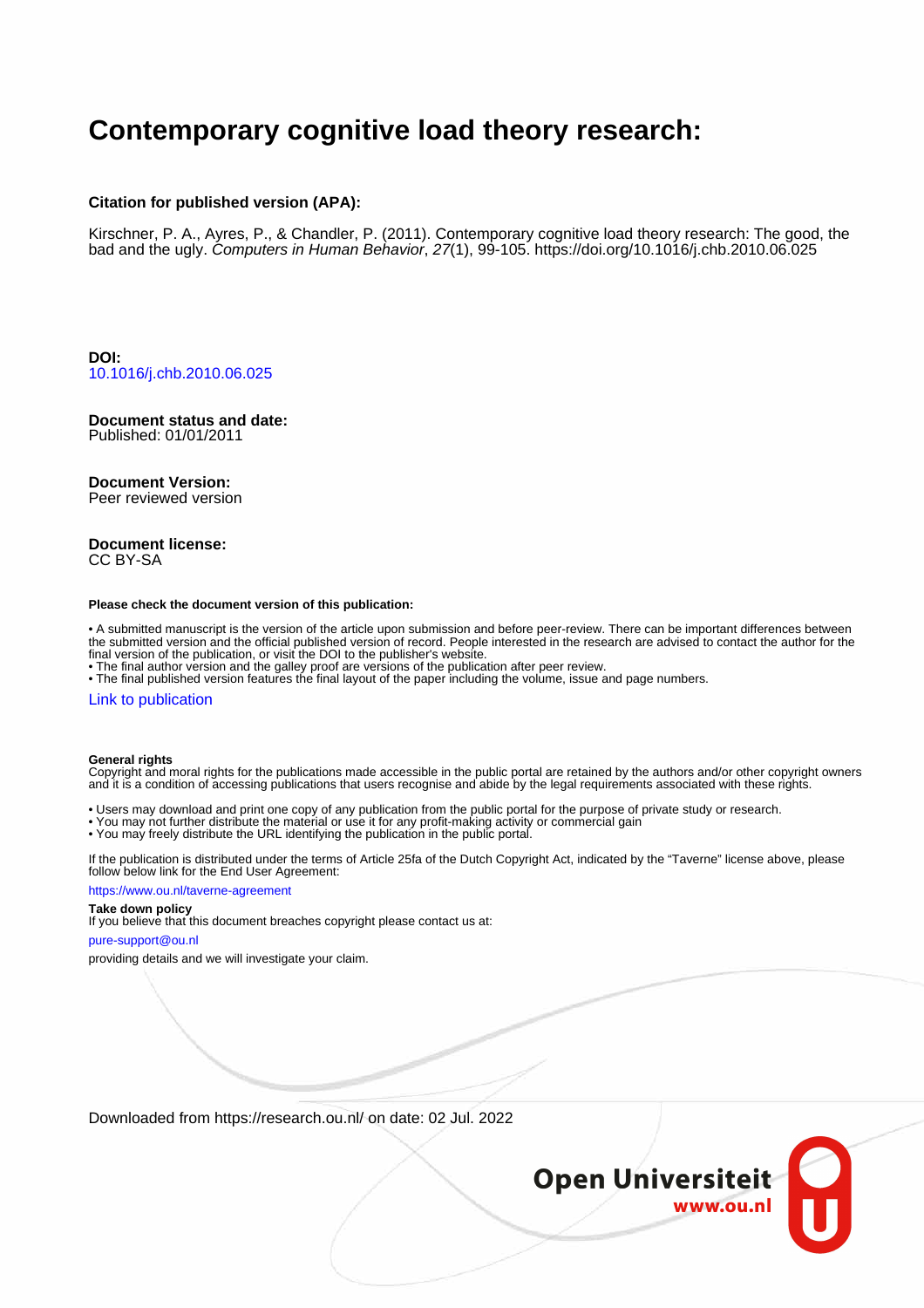# Contemporary cognitive load theory research:

**Citation for published version (APA):**

Kirschner, P. A., Ayres, P., & Chandler, P. (2011). Contemporary cognitive load theory research: The good, the bad and the ugly. *Computers in Human Behavior*, *27*(1), 99-105. https://doi.org/10.1016/j.chb.2010.06.025

**DOI:**
10.1016/j.chb.2010.06.025

**Document status and date:**
Published: 01/01/2011

**Document Version:**
Peer reviewed version

**Document license:**
CC BY-SA

**Please check the document version of this publication:**

• A submitted manuscript is the version of the article upon submission and before peer-review. There can be important differences between the submitted version and the official published version of record. People interested in the research are advised to contact the author for the final version of the publication, or visit the DOI to the publisher's website.
• The final author version and the galley proof are versions of the publication after peer review.
• The final published version features the final layout of the paper including the volume, issue and page numbers.

Link to publication

**General rights**
Copyright and moral rights for the publications made accessible in the public portal are retained by the authors and/or other copyright owners and it is a condition of accessing publications that users recognise and abide by the legal requirements associated with these rights.

• Users may download and print one copy of any publication from the public portal for the purpose of private study or research.
• You may not further distribute the material or use it for any profit-making activity or commercial gain
• You may freely distribute the URL identifying the publication in the public portal.

If the publication is distributed under the terms of Article 25fa of the Dutch Copyright Act, indicated by the "Taverne" license above, please follow below link for the End User Agreement:

https://www.ou.nl/taverne-agreement

**Take down policy**
If you believe that this document breaches copyright please contact us at:

pure-support@ou.nl

providing details and we will investigate your claim.

Downloaded from https://research.ou.nl/ on date: 02 Jul. 2022

Open Universiteit
www.ou.nl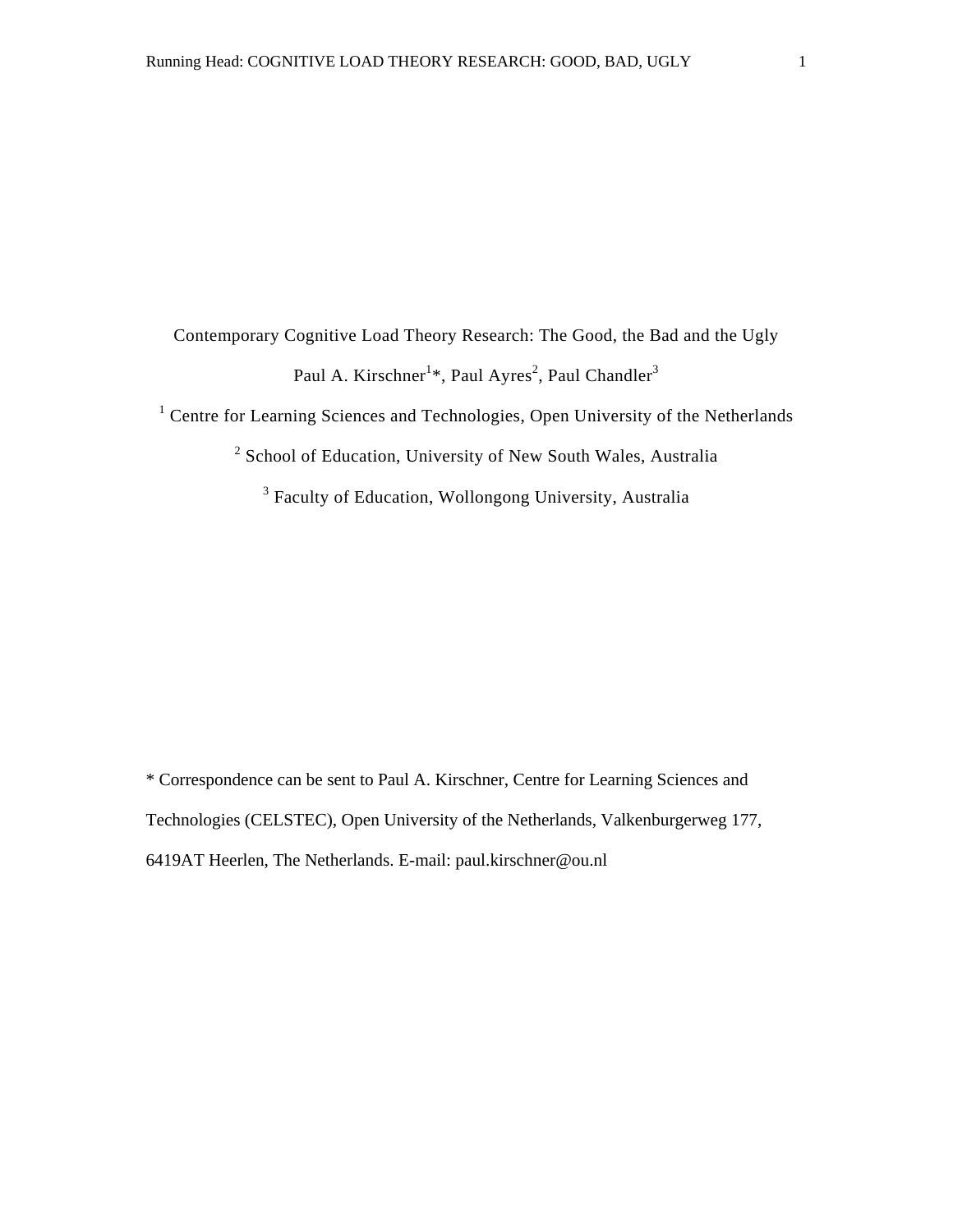Contemporary Cognitive Load Theory Research: The Good, the Bad and the Ugly

Paul A. Kirschner[1]*, Paul Ayres[2], Paul Chandler[3]

[1] Centre for Learning Sciences and Technologies, Open University of the Netherlands

[2] School of Education, University of New South Wales, Australia

[3] Faculty of Education, Wollongong University, Australia

* Correspondence can be sent to Paul A. Kirschner, Centre for Learning Sciences and Technologies (CELSTEC), Open University of the Netherlands, Valkenburgerweg 177, 6419AT Heerlen, The Netherlands. E-mail: paul.kirschner@ou.nl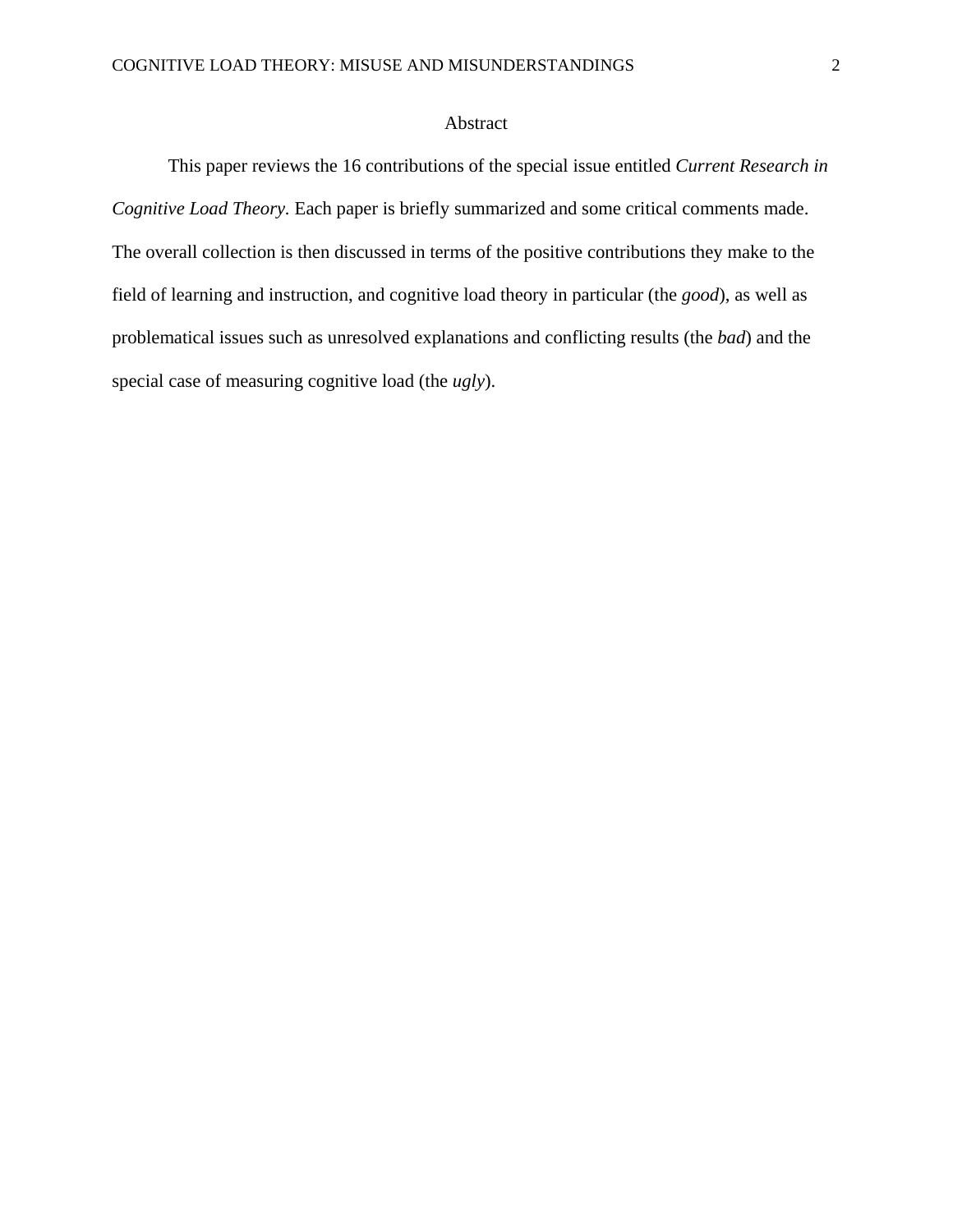# Abstract

This paper reviews the 16 contributions of the special issue entitled *Current Research in Cognitive Load Theory*. Each paper is briefly summarized and some critical comments made. The overall collection is then discussed in terms of the positive contributions they make to the field of learning and instruction, and cognitive load theory in particular (the *good*), as well as problematical issues such as unresolved explanations and conflicting results (the *bad*) and the special case of measuring cognitive load (the *ugly*).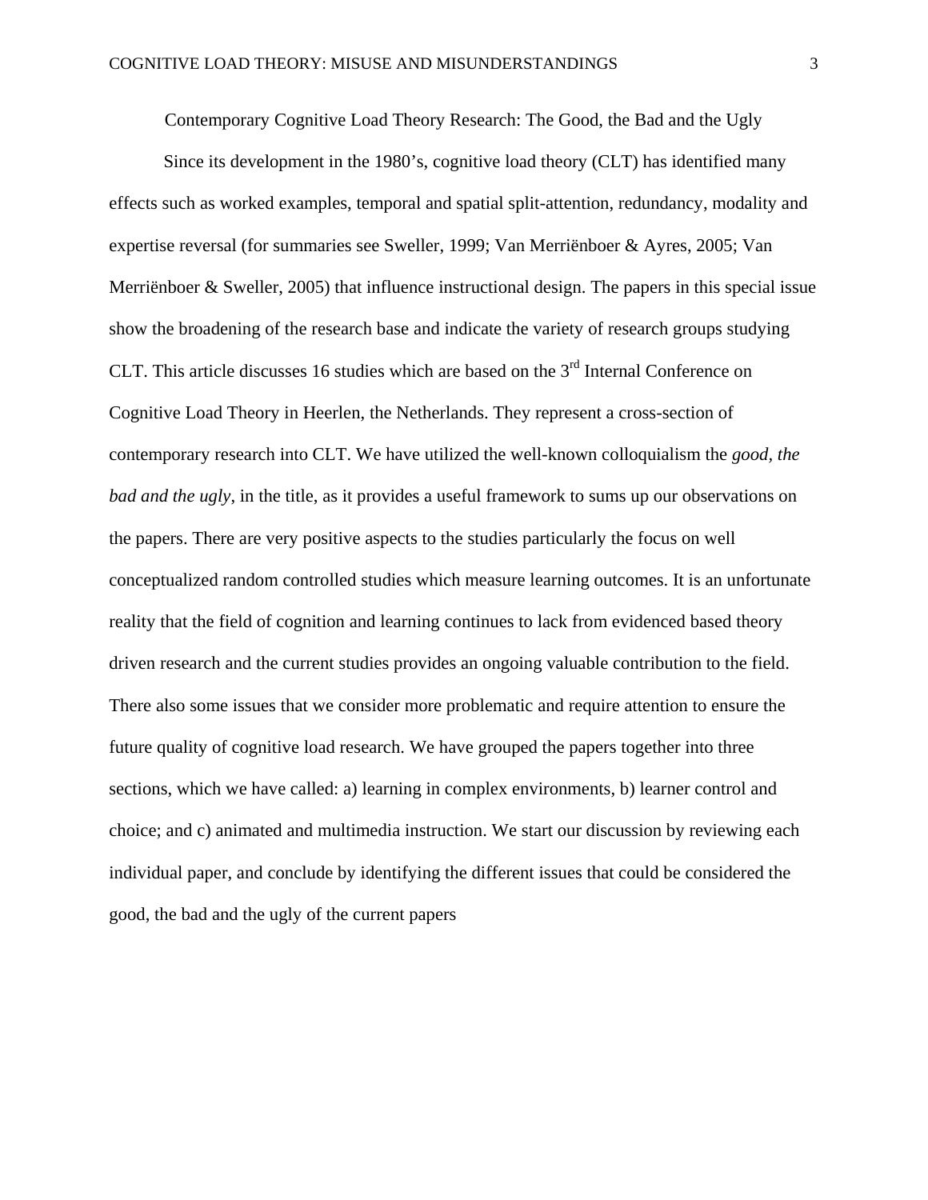## Contemporary Cognitive Load Theory Research: The Good, the Bad and the Ugly

Since its development in the 1980's, cognitive load theory (CLT) has identified many effects such as worked examples, temporal and spatial split-attention, redundancy, modality and expertise reversal (for summaries see Sweller, 1999; Van Merriënboer & Ayres, 2005; Van Merriënboer & Sweller, 2005) that influence instructional design. The papers in this special issue show the broadening of the research base and indicate the variety of research groups studying CLT. This article discusses 16 studies which are based on the 3rd Internal Conference on Cognitive Load Theory in Heerlen, the Netherlands. They represent a cross-section of contemporary research into CLT. We have utilized the well-known colloquialism the *good*, *the bad and the ugly*, in the title, as it provides a useful framework to sums up our observations on the papers. There are very positive aspects to the studies particularly the focus on well conceptualized random controlled studies which measure learning outcomes. It is an unfortunate reality that the field of cognition and learning continues to lack from evidenced based theory driven research and the current studies provides an ongoing valuable contribution to the field. There also some issues that we consider more problematic and require attention to ensure the future quality of cognitive load research. We have grouped the papers together into three sections, which we have called: a) learning in complex environments, b) learner control and choice; and c) animated and multimedia instruction. We start our discussion by reviewing each individual paper, and conclude by identifying the different issues that could be considered the good, the bad and the ugly of the current papers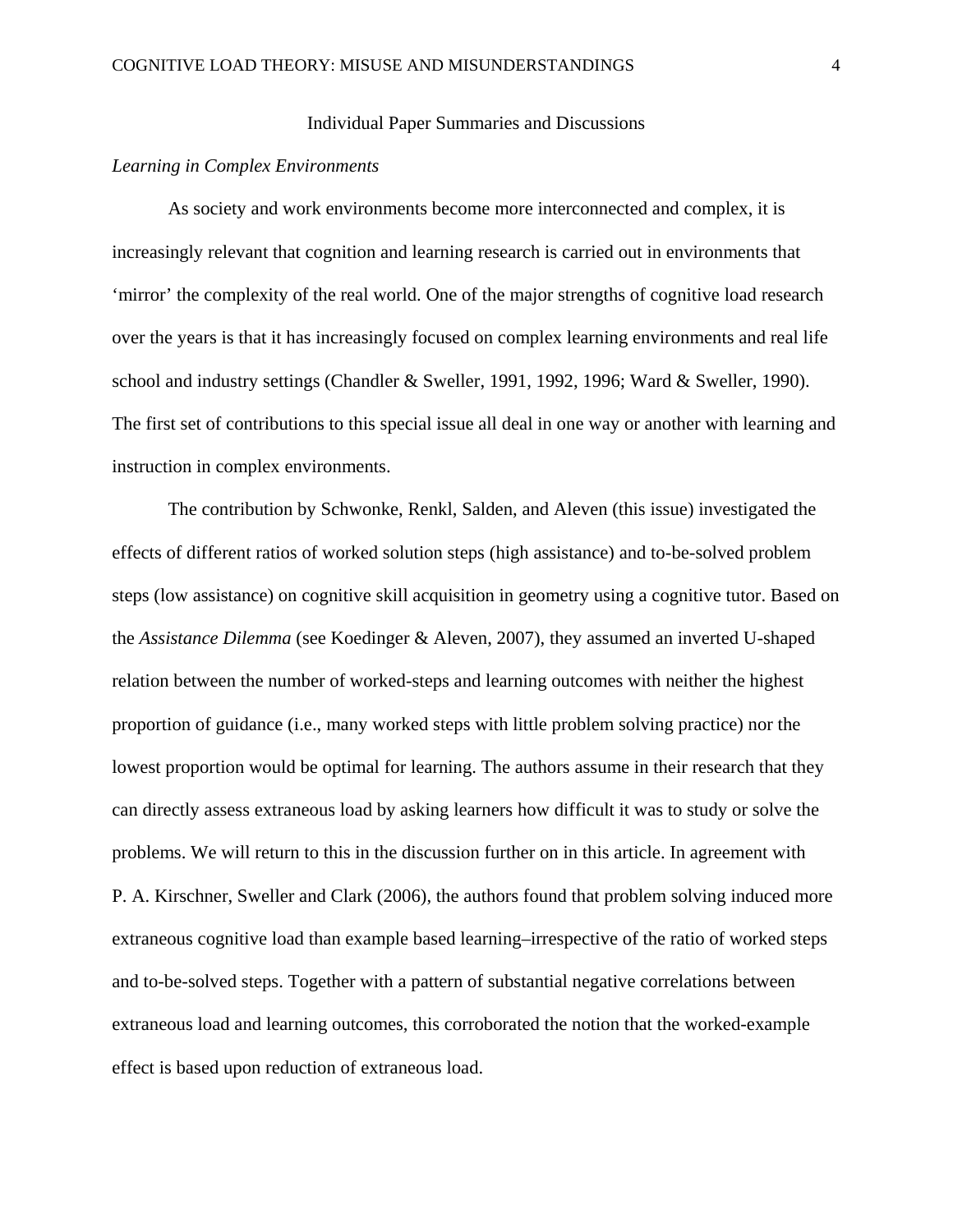## Individual Paper Summaries and Discussions

### *Learning in Complex Environments*

As society and work environments become more interconnected and complex, it is increasingly relevant that cognition and learning research is carried out in environments that 'mirror' the complexity of the real world. One of the major strengths of cognitive load research over the years is that it has increasingly focused on complex learning environments and real life school and industry settings (Chandler & Sweller, 1991, 1992, 1996; Ward & Sweller, 1990). The first set of contributions to this special issue all deal in one way or another with learning and instruction in complex environments.

The contribution by Schwonke, Renkl, Salden, and Aleven (this issue) investigated the effects of different ratios of worked solution steps (high assistance) and to-be-solved problem steps (low assistance) on cognitive skill acquisition in geometry using a cognitive tutor. Based on the *Assistance Dilemma* (see Koedinger & Aleven, 2007), they assumed an inverted U-shaped relation between the number of worked-steps and learning outcomes with neither the highest proportion of guidance (i.e., many worked steps with little problem solving practice) nor the lowest proportion would be optimal for learning. The authors assume in their research that they can directly assess extraneous load by asking learners how difficult it was to study or solve the problems. We will return to this in the discussion further on in this article. In agreement with P. A. Kirschner, Sweller and Clark (2006), the authors found that problem solving induced more extraneous cognitive load than example based learning–irrespective of the ratio of worked steps and to-be-solved steps. Together with a pattern of substantial negative correlations between extraneous load and learning outcomes, this corroborated the notion that the worked-example effect is based upon reduction of extraneous load.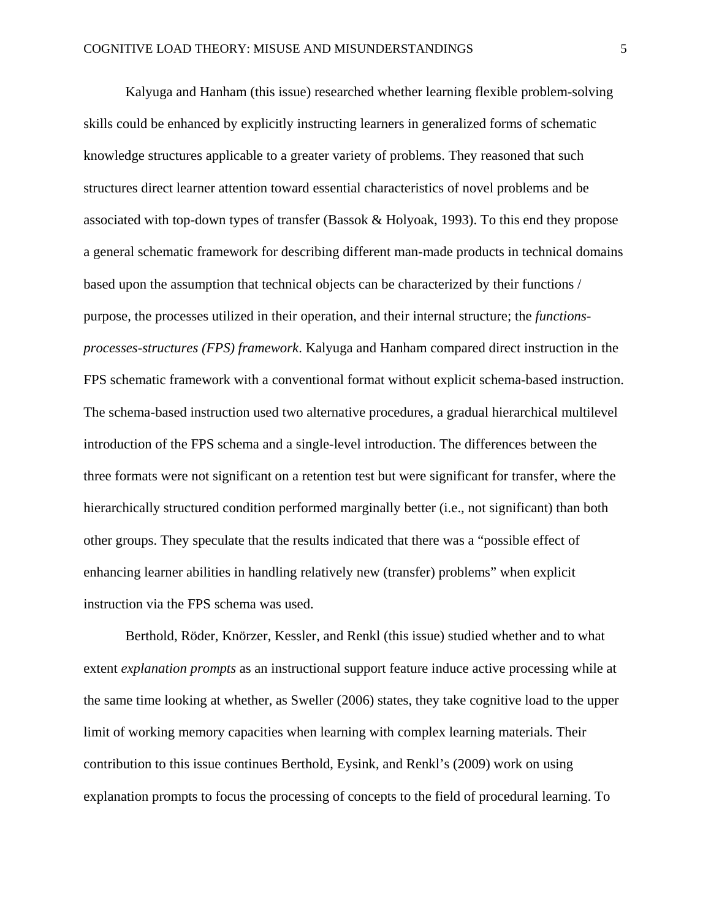Kalyuga and Hanham (this issue) researched whether learning flexible problem-solving skills could be enhanced by explicitly instructing learners in generalized forms of schematic knowledge structures applicable to a greater variety of problems. They reasoned that such structures direct learner attention toward essential characteristics of novel problems and be associated with top-down types of transfer (Bassok & Holyoak, 1993). To this end they propose a general schematic framework for describing different man-made products in technical domains based upon the assumption that technical objects can be characterized by their functions / purpose, the processes utilized in their operation, and their internal structure; the *functions-processes-structures (FPS) framework*. Kalyuga and Hanham compared direct instruction in the FPS schematic framework with a conventional format without explicit schema-based instruction. The schema-based instruction used two alternative procedures, a gradual hierarchical multilevel introduction of the FPS schema and a single-level introduction. The differences between the three formats were not significant on a retention test but were significant for transfer, where the hierarchically structured condition performed marginally better (i.e., not significant) than both other groups. They speculate that the results indicated that there was a "possible effect of enhancing learner abilities in handling relatively new (transfer) problems" when explicit instruction via the FPS schema was used.

Berthold, Röder, Knörzer, Kessler, and Renkl (this issue) studied whether and to what extent *explanation prompts* as an instructional support feature induce active processing while at the same time looking at whether, as Sweller (2006) states, they take cognitive load to the upper limit of working memory capacities when learning with complex learning materials. Their contribution to this issue continues Berthold, Eysink, and Renkl's (2009) work on using explanation prompts to focus the processing of concepts to the field of procedural learning. To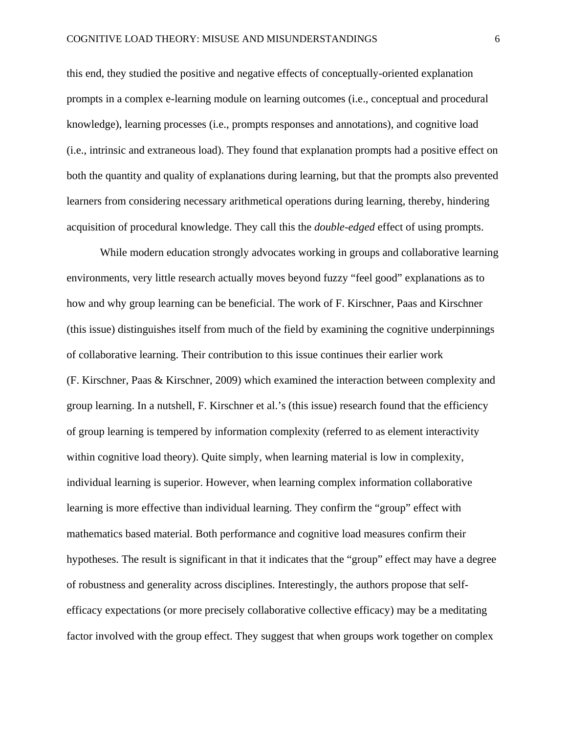this end, they studied the positive and negative effects of conceptually-oriented explanation prompts in a complex e-learning module on learning outcomes (i.e., conceptual and procedural knowledge), learning processes (i.e., prompts responses and annotations), and cognitive load (i.e., intrinsic and extraneous load). They found that explanation prompts had a positive effect on both the quantity and quality of explanations during learning, but that the prompts also prevented learners from considering necessary arithmetical operations during learning, thereby, hindering acquisition of procedural knowledge. They call this the *double-edged* effect of using prompts.

While modern education strongly advocates working in groups and collaborative learning environments, very little research actually moves beyond fuzzy "feel good" explanations as to how and why group learning can be beneficial. The work of F. Kirschner, Paas and Kirschner (this issue) distinguishes itself from much of the field by examining the cognitive underpinnings of collaborative learning. Their contribution to this issue continues their earlier work (F. Kirschner, Paas & Kirschner, 2009) which examined the interaction between complexity and group learning. In a nutshell, F. Kirschner et al.'s (this issue) research found that the efficiency of group learning is tempered by information complexity (referred to as element interactivity within cognitive load theory). Quite simply, when learning material is low in complexity, individual learning is superior. However, when learning complex information collaborative learning is more effective than individual learning. They confirm the "group" effect with mathematics based material. Both performance and cognitive load measures confirm their hypotheses. The result is significant in that it indicates that the "group" effect may have a degree of robustness and generality across disciplines. Interestingly, the authors propose that self-efficacy expectations (or more precisely collaborative collective efficacy) may be a meditating factor involved with the group effect. They suggest that when groups work together on complex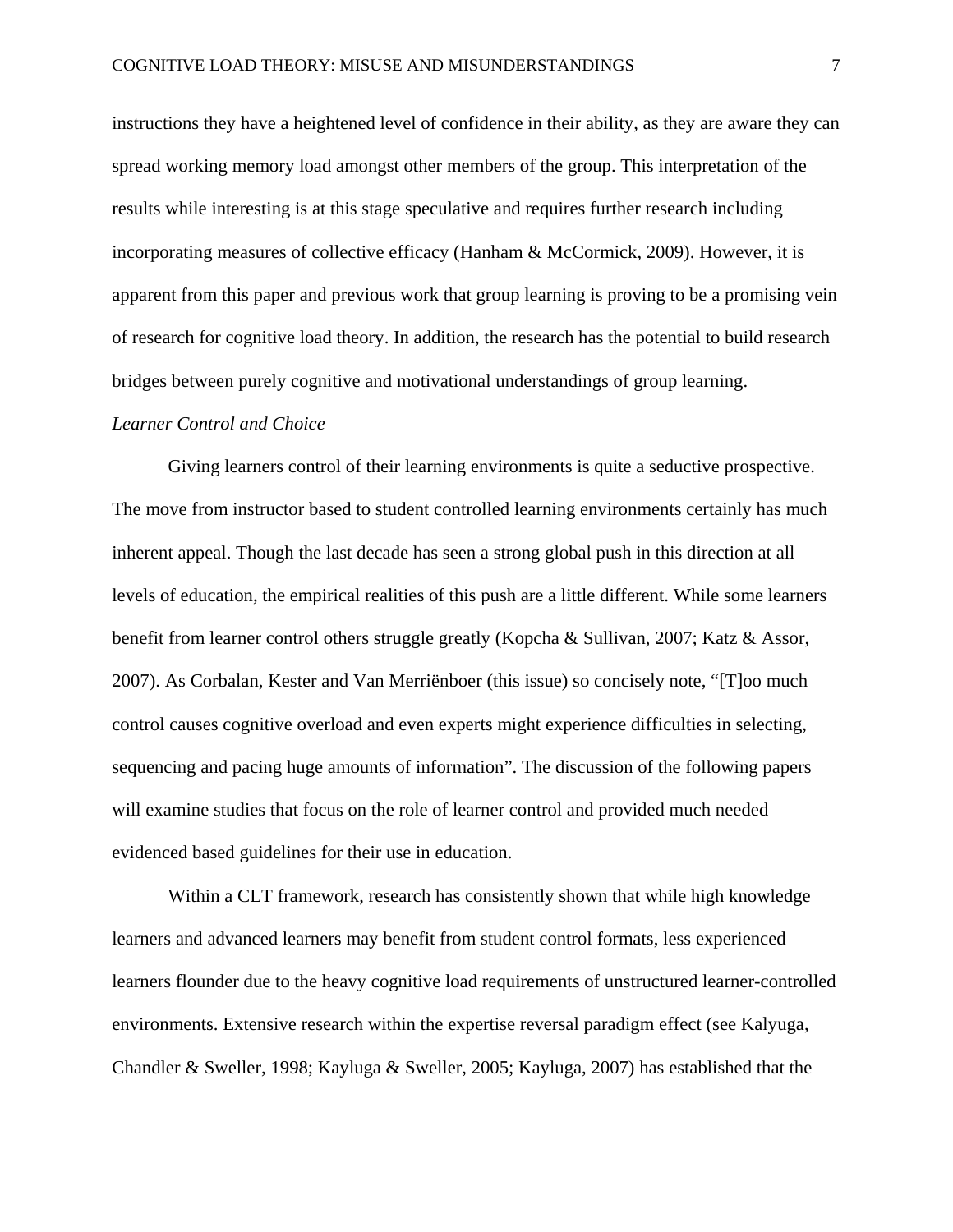instructions they have a heightened level of confidence in their ability, as they are aware they can spread working memory load amongst other members of the group. This interpretation of the results while interesting is at this stage speculative and requires further research including incorporating measures of collective efficacy (Hanham & McCormick, 2009). However, it is apparent from this paper and previous work that group learning is proving to be a promising vein of research for cognitive load theory. In addition, the research has the potential to build research bridges between purely cognitive and motivational understandings of group learning.

*Learner Control and Choice*

Giving learners control of their learning environments is quite a seductive prospective. The move from instructor based to student controlled learning environments certainly has much inherent appeal. Though the last decade has seen a strong global push in this direction at all levels of education, the empirical realities of this push are a little different. While some learners benefit from learner control others struggle greatly (Kopcha & Sullivan, 2007; Katz & Assor, 2007). As Corbalan, Kester and Van Merriënboer (this issue) so concisely note, "[T]oo much control causes cognitive overload and even experts might experience difficulties in selecting, sequencing and pacing huge amounts of information". The discussion of the following papers will examine studies that focus on the role of learner control and provided much needed evidenced based guidelines for their use in education.

Within a CLT framework, research has consistently shown that while high knowledge learners and advanced learners may benefit from student control formats, less experienced learners flounder due to the heavy cognitive load requirements of unstructured learner-controlled environments. Extensive research within the expertise reversal paradigm effect (see Kalyuga, Chandler & Sweller, 1998; Kayluga & Sweller, 2005; Kayluga, 2007) has established that the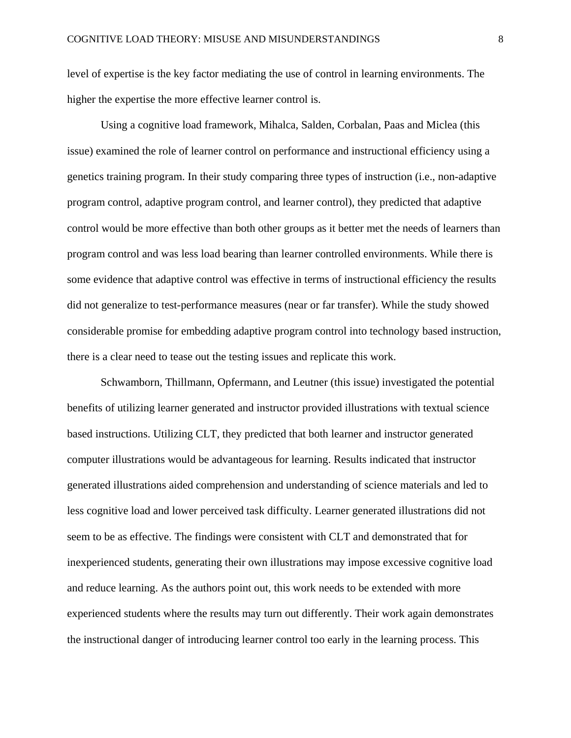level of expertise is the key factor mediating the use of control in learning environments. The higher the expertise the more effective learner control is.

Using a cognitive load framework, Mihalca, Salden, Corbalan, Paas and Miclea (this issue) examined the role of learner control on performance and instructional efficiency using a genetics training program. In their study comparing three types of instruction (i.e., non-adaptive program control, adaptive program control, and learner control), they predicted that adaptive control would be more effective than both other groups as it better met the needs of learners than program control and was less load bearing than learner controlled environments. While there is some evidence that adaptive control was effective in terms of instructional efficiency the results did not generalize to test-performance measures (near or far transfer). While the study showed considerable promise for embedding adaptive program control into technology based instruction, there is a clear need to tease out the testing issues and replicate this work.

Schwamborn, Thillmann, Opfermann, and Leutner (this issue) investigated the potential benefits of utilizing learner generated and instructor provided illustrations with textual science based instructions. Utilizing CLT, they predicted that both learner and instructor generated computer illustrations would be advantageous for learning. Results indicated that instructor generated illustrations aided comprehension and understanding of science materials and led to less cognitive load and lower perceived task difficulty. Learner generated illustrations did not seem to be as effective. The findings were consistent with CLT and demonstrated that for inexperienced students, generating their own illustrations may impose excessive cognitive load and reduce learning. As the authors point out, this work needs to be extended with more experienced students where the results may turn out differently. Their work again demonstrates the instructional danger of introducing learner control too early in the learning process. This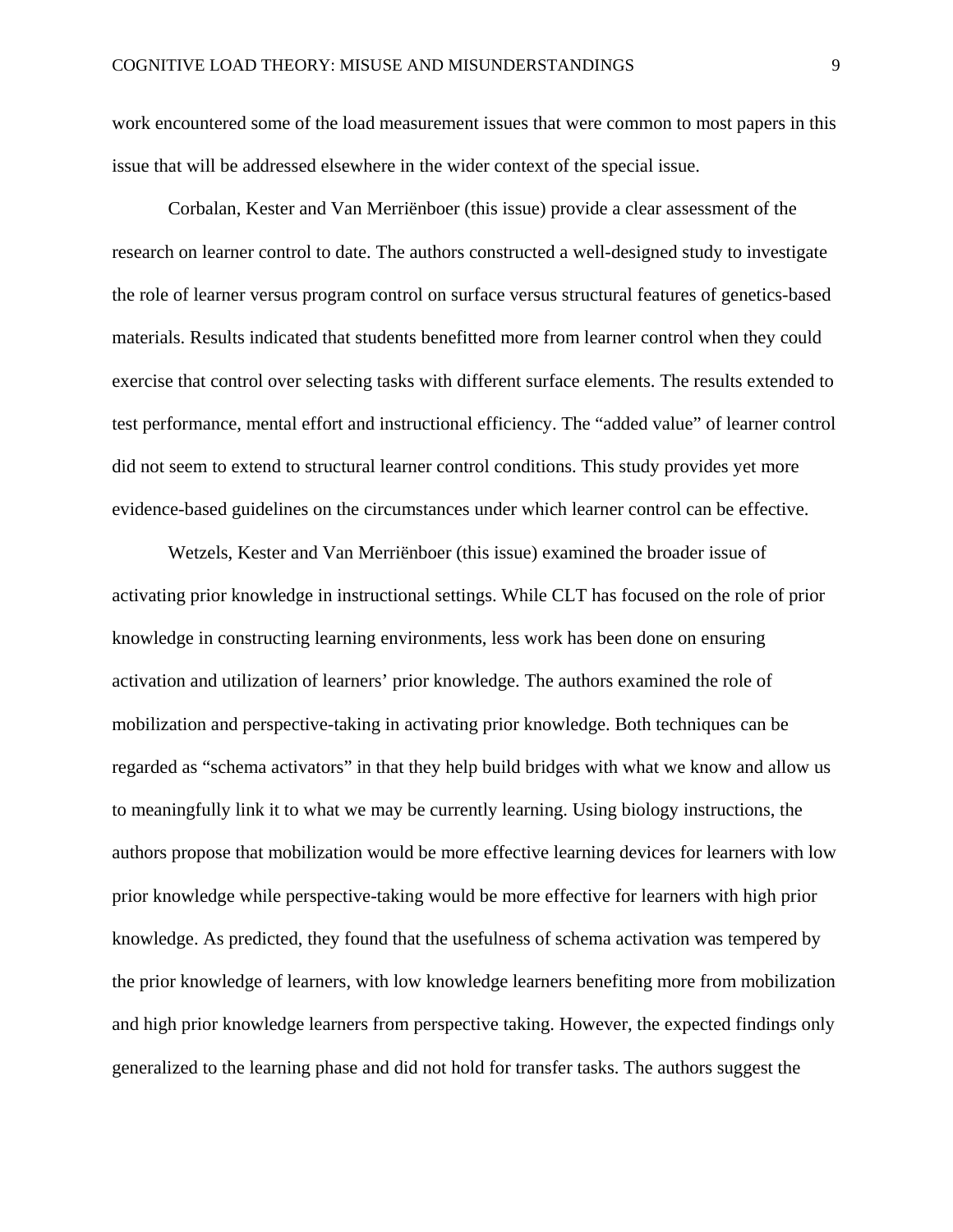work encountered some of the load measurement issues that were common to most papers in this issue that will be addressed elsewhere in the wider context of the special issue.

Corbalan, Kester and Van Merriënboer (this issue) provide a clear assessment of the research on learner control to date. The authors constructed a well-designed study to investigate the role of learner versus program control on surface versus structural features of genetics-based materials. Results indicated that students benefitted more from learner control when they could exercise that control over selecting tasks with different surface elements. The results extended to test performance, mental effort and instructional efficiency. The "added value" of learner control did not seem to extend to structural learner control conditions. This study provides yet more evidence-based guidelines on the circumstances under which learner control can be effective.

Wetzels, Kester and Van Merriënboer (this issue) examined the broader issue of activating prior knowledge in instructional settings. While CLT has focused on the role of prior knowledge in constructing learning environments, less work has been done on ensuring activation and utilization of learners' prior knowledge. The authors examined the role of mobilization and perspective-taking in activating prior knowledge. Both techniques can be regarded as "schema activators" in that they help build bridges with what we know and allow us to meaningfully link it to what we may be currently learning. Using biology instructions, the authors propose that mobilization would be more effective learning devices for learners with low prior knowledge while perspective-taking would be more effective for learners with high prior knowledge. As predicted, they found that the usefulness of schema activation was tempered by the prior knowledge of learners, with low knowledge learners benefiting more from mobilization and high prior knowledge learners from perspective taking. However, the expected findings only generalized to the learning phase and did not hold for transfer tasks. The authors suggest the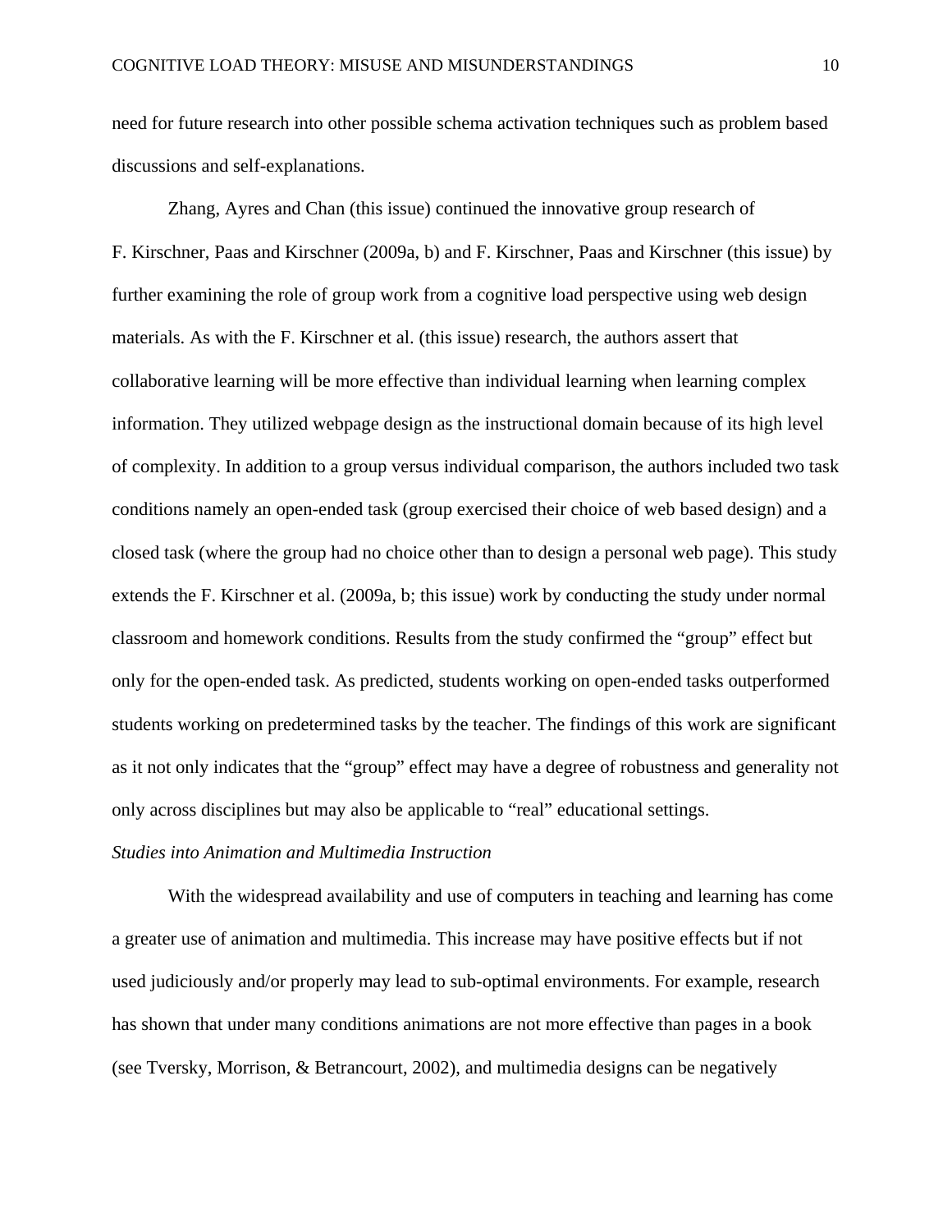need for future research into other possible schema activation techniques such as problem based discussions and self-explanations.

Zhang, Ayres and Chan (this issue) continued the innovative group research of F. Kirschner, Paas and Kirschner (2009a, b) and F. Kirschner, Paas and Kirschner (this issue) by further examining the role of group work from a cognitive load perspective using web design materials. As with the F. Kirschner et al. (this issue) research, the authors assert that collaborative learning will be more effective than individual learning when learning complex information. They utilized webpage design as the instructional domain because of its high level of complexity. In addition to a group versus individual comparison, the authors included two task conditions namely an open-ended task (group exercised their choice of web based design) and a closed task (where the group had no choice other than to design a personal web page). This study extends the F. Kirschner et al. (2009a, b; this issue) work by conducting the study under normal classroom and homework conditions. Results from the study confirmed the "group" effect but only for the open-ended task. As predicted, students working on open-ended tasks outperformed students working on predetermined tasks by the teacher. The findings of this work are significant as it not only indicates that the "group" effect may have a degree of robustness and generality not only across disciplines but may also be applicable to "real" educational settings.

*Studies into Animation and Multimedia Instruction*

With the widespread availability and use of computers in teaching and learning has come a greater use of animation and multimedia. This increase may have positive effects but if not used judiciously and/or properly may lead to sub-optimal environments. For example, research has shown that under many conditions animations are not more effective than pages in a book (see Tversky, Morrison, & Betrancourt, 2002), and multimedia designs can be negatively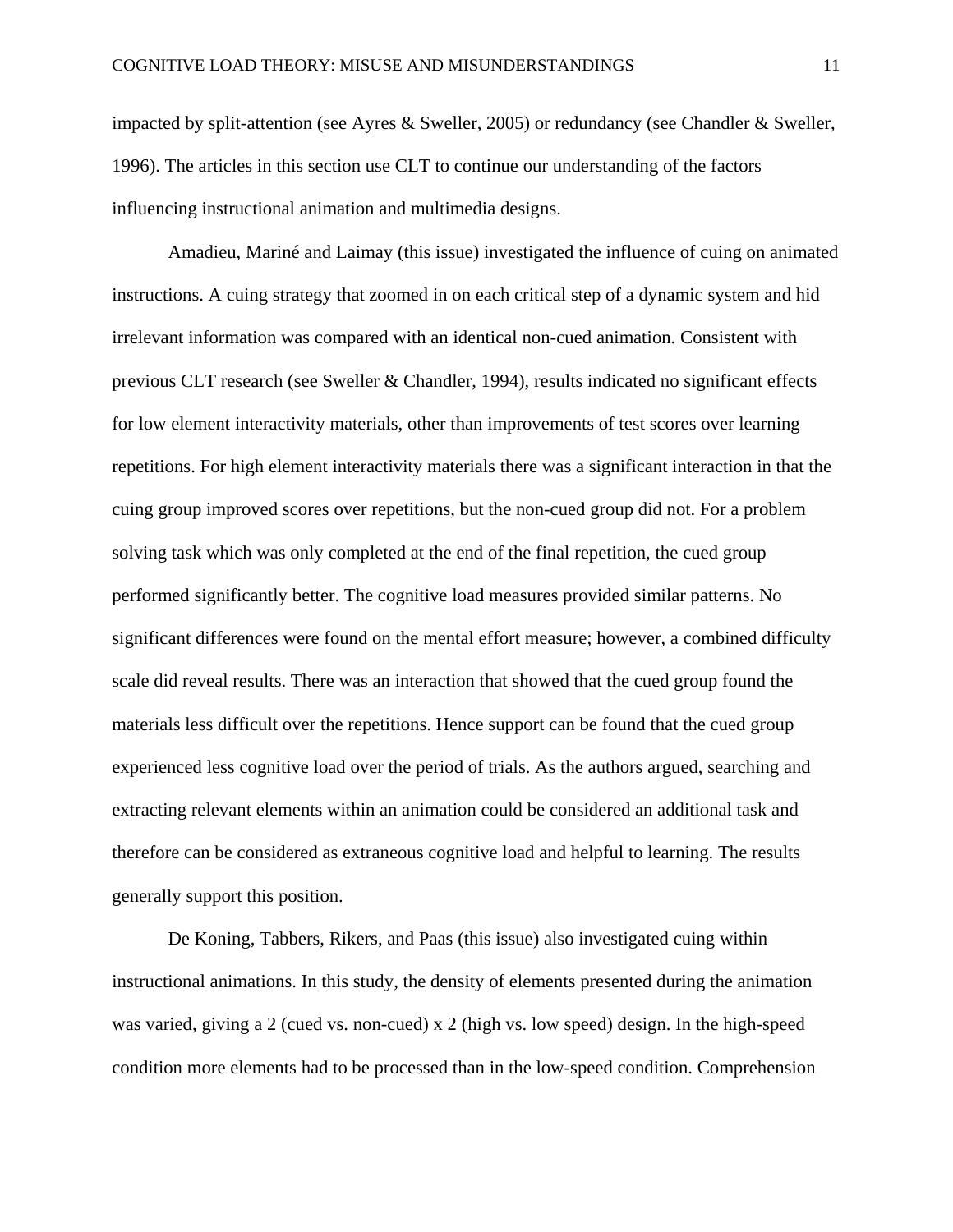impacted by split-attention (see Ayres & Sweller, 2005) or redundancy (see Chandler & Sweller, 1996). The articles in this section use CLT to continue our understanding of the factors influencing instructional animation and multimedia designs.

Amadieu, Mariné and Laimay (this issue) investigated the influence of cuing on animated instructions. A cuing strategy that zoomed in on each critical step of a dynamic system and hid irrelevant information was compared with an identical non-cued animation. Consistent with previous CLT research (see Sweller & Chandler, 1994), results indicated no significant effects for low element interactivity materials, other than improvements of test scores over learning repetitions. For high element interactivity materials there was a significant interaction in that the cuing group improved scores over repetitions, but the non-cued group did not. For a problem solving task which was only completed at the end of the final repetition, the cued group performed significantly better. The cognitive load measures provided similar patterns. No significant differences were found on the mental effort measure; however, a combined difficulty scale did reveal results. There was an interaction that showed that the cued group found the materials less difficult over the repetitions. Hence support can be found that the cued group experienced less cognitive load over the period of trials. As the authors argued, searching and extracting relevant elements within an animation could be considered an additional task and therefore can be considered as extraneous cognitive load and helpful to learning. The results generally support this position.

De Koning, Tabbers, Rikers, and Paas (this issue) also investigated cuing within instructional animations. In this study, the density of elements presented during the animation was varied, giving a 2 (cued vs. non-cued) x 2 (high vs. low speed) design. In the high-speed condition more elements had to be processed than in the low-speed condition. Comprehension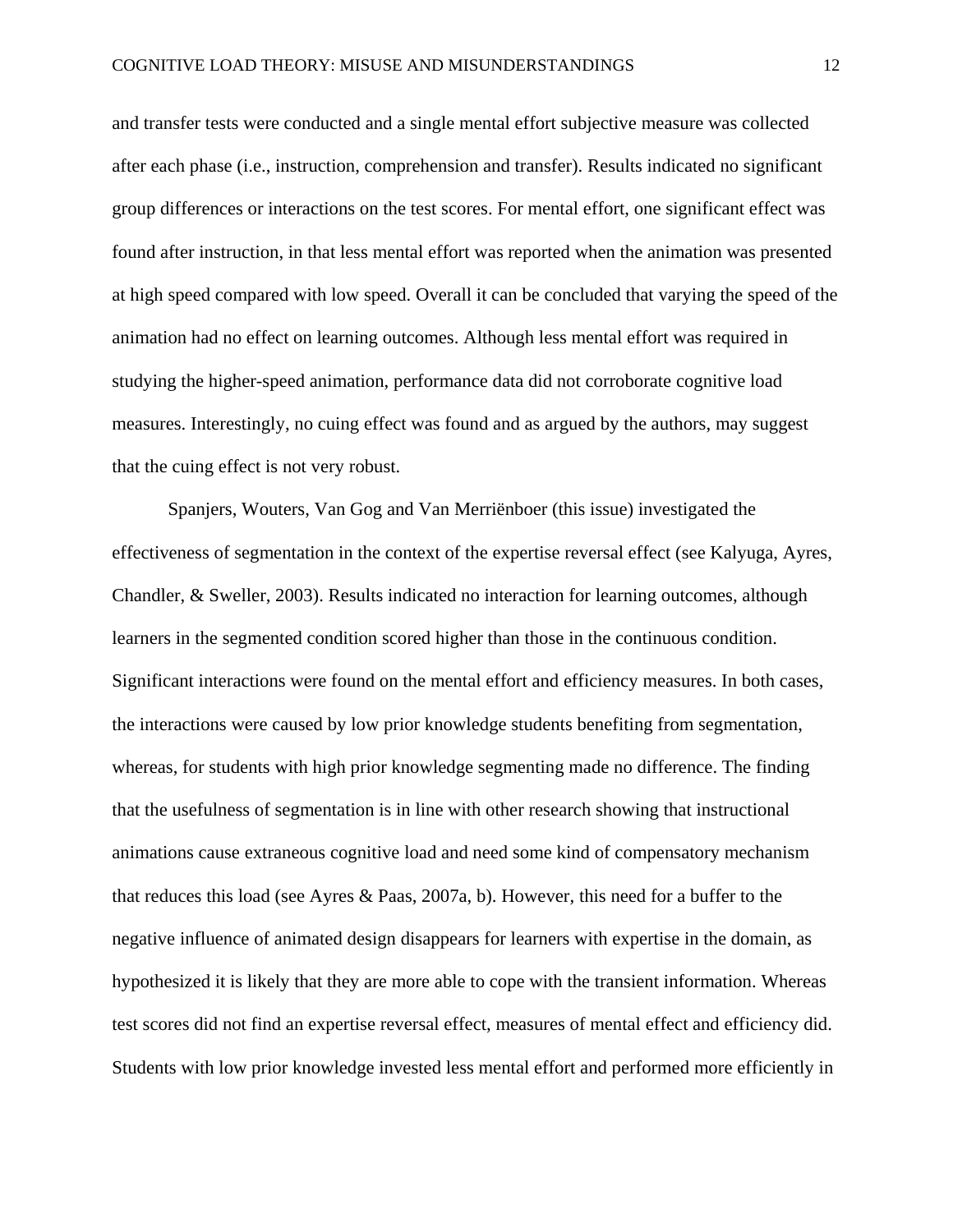and transfer tests were conducted and a single mental effort subjective measure was collected after each phase (i.e., instruction, comprehension and transfer). Results indicated no significant group differences or interactions on the test scores. For mental effort, one significant effect was found after instruction, in that less mental effort was reported when the animation was presented at high speed compared with low speed. Overall it can be concluded that varying the speed of the animation had no effect on learning outcomes. Although less mental effort was required in studying the higher-speed animation, performance data did not corroborate cognitive load measures. Interestingly, no cuing effect was found and as argued by the authors, may suggest that the cuing effect is not very robust.

Spanjers, Wouters, Van Gog and Van Merriënboer (this issue) investigated the effectiveness of segmentation in the context of the expertise reversal effect (see Kalyuga, Ayres, Chandler, & Sweller, 2003). Results indicated no interaction for learning outcomes, although learners in the segmented condition scored higher than those in the continuous condition. Significant interactions were found on the mental effort and efficiency measures. In both cases, the interactions were caused by low prior knowledge students benefiting from segmentation, whereas, for students with high prior knowledge segmenting made no difference. The finding that the usefulness of segmentation is in line with other research showing that instructional animations cause extraneous cognitive load and need some kind of compensatory mechanism that reduces this load (see Ayres & Paas, 2007a, b). However, this need for a buffer to the negative influence of animated design disappears for learners with expertise in the domain, as hypothesized it is likely that they are more able to cope with the transient information. Whereas test scores did not find an expertise reversal effect, measures of mental effect and efficiency did. Students with low prior knowledge invested less mental effort and performed more efficiently in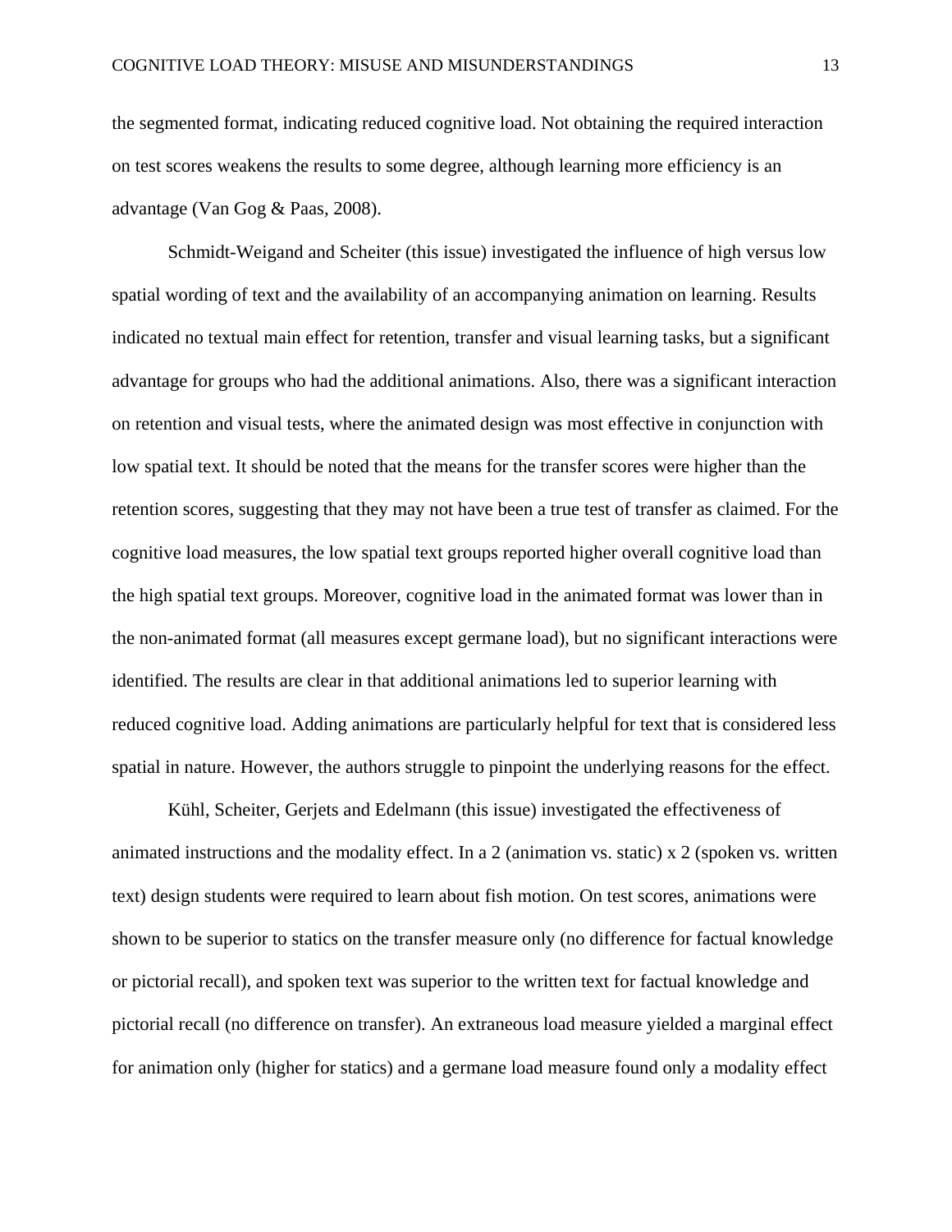the segmented format, indicating reduced cognitive load. Not obtaining the required interaction on test scores weakens the results to some degree, although learning more efficiency is an advantage (Van Gog & Paas, 2008).

Schmidt-Weigand and Scheiter (this issue) investigated the influence of high versus low spatial wording of text and the availability of an accompanying animation on learning. Results indicated no textual main effect for retention, transfer and visual learning tasks, but a significant advantage for groups who had the additional animations. Also, there was a significant interaction on retention and visual tests, where the animated design was most effective in conjunction with low spatial text. It should be noted that the means for the transfer scores were higher than the retention scores, suggesting that they may not have been a true test of transfer as claimed. For the cognitive load measures, the low spatial text groups reported higher overall cognitive load than the high spatial text groups. Moreover, cognitive load in the animated format was lower than in the non-animated format (all measures except germane load), but no significant interactions were identified. The results are clear in that additional animations led to superior learning with reduced cognitive load. Adding animations are particularly helpful for text that is considered less spatial in nature. However, the authors struggle to pinpoint the underlying reasons for the effect.

Kühl, Scheiter, Gerjets and Edelmann (this issue) investigated the effectiveness of animated instructions and the modality effect. In a 2 (animation vs. static) x 2 (spoken vs. written text) design students were required to learn about fish motion. On test scores, animations were shown to be superior to statics on the transfer measure only (no difference for factual knowledge or pictorial recall), and spoken text was superior to the written text for factual knowledge and pictorial recall (no difference on transfer). An extraneous load measure yielded a marginal effect for animation only (higher for statics) and a germane load measure found only a modality effect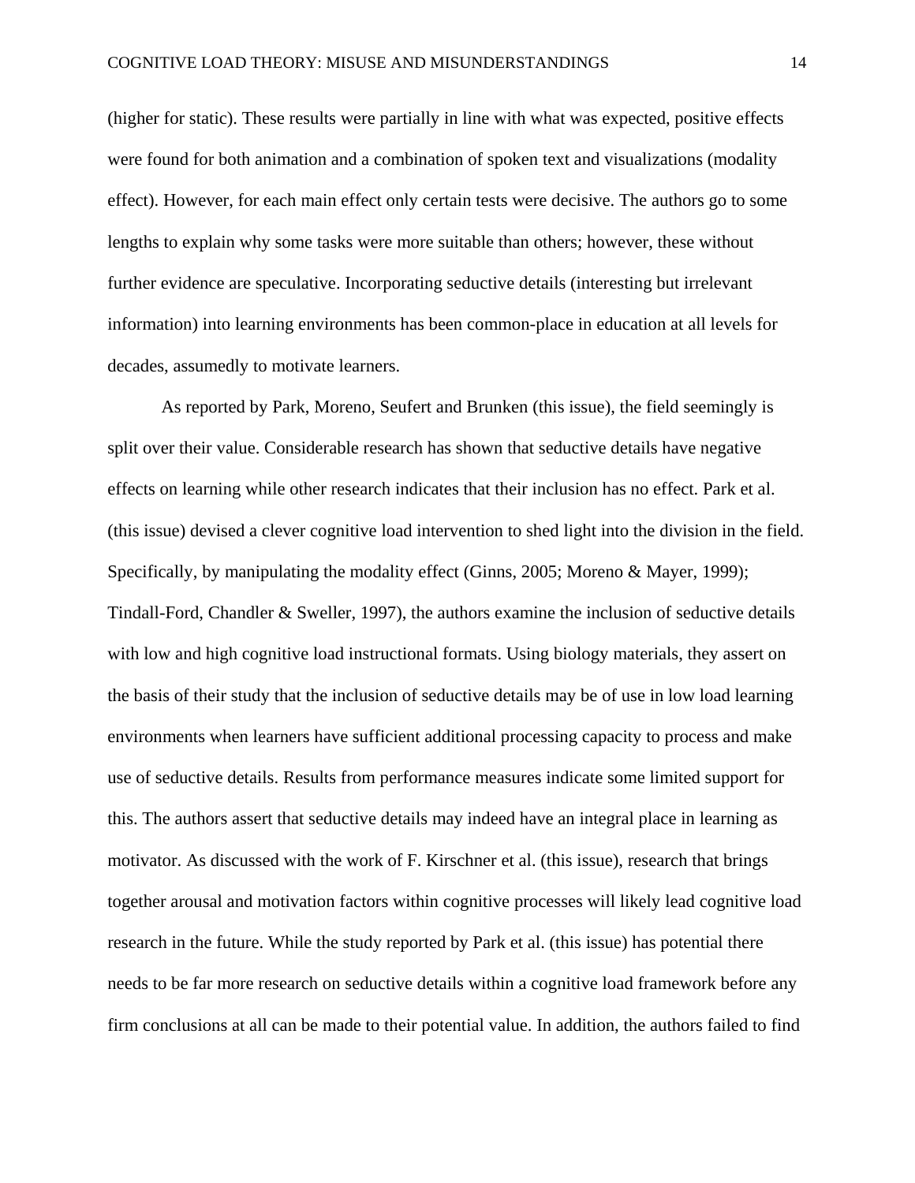(higher for static). These results were partially in line with what was expected, positive effects were found for both animation and a combination of spoken text and visualizations (modality effect). However, for each main effect only certain tests were decisive. The authors go to some lengths to explain why some tasks were more suitable than others; however, these without further evidence are speculative. Incorporating seductive details (interesting but irrelevant information) into learning environments has been common-place in education at all levels for decades, assumedly to motivate learners.

As reported by Park, Moreno, Seufert and Brunken (this issue), the field seemingly is split over their value. Considerable research has shown that seductive details have negative effects on learning while other research indicates that their inclusion has no effect. Park et al. (this issue) devised a clever cognitive load intervention to shed light into the division in the field. Specifically, by manipulating the modality effect (Ginns, 2005; Moreno & Mayer, 1999); Tindall-Ford, Chandler & Sweller, 1997), the authors examine the inclusion of seductive details with low and high cognitive load instructional formats. Using biology materials, they assert on the basis of their study that the inclusion of seductive details may be of use in low load learning environments when learners have sufficient additional processing capacity to process and make use of seductive details. Results from performance measures indicate some limited support for this. The authors assert that seductive details may indeed have an integral place in learning as motivator. As discussed with the work of F. Kirschner et al. (this issue), research that brings together arousal and motivation factors within cognitive processes will likely lead cognitive load research in the future. While the study reported by Park et al. (this issue) has potential there needs to be far more research on seductive details within a cognitive load framework before any firm conclusions at all can be made to their potential value. In addition, the authors failed to find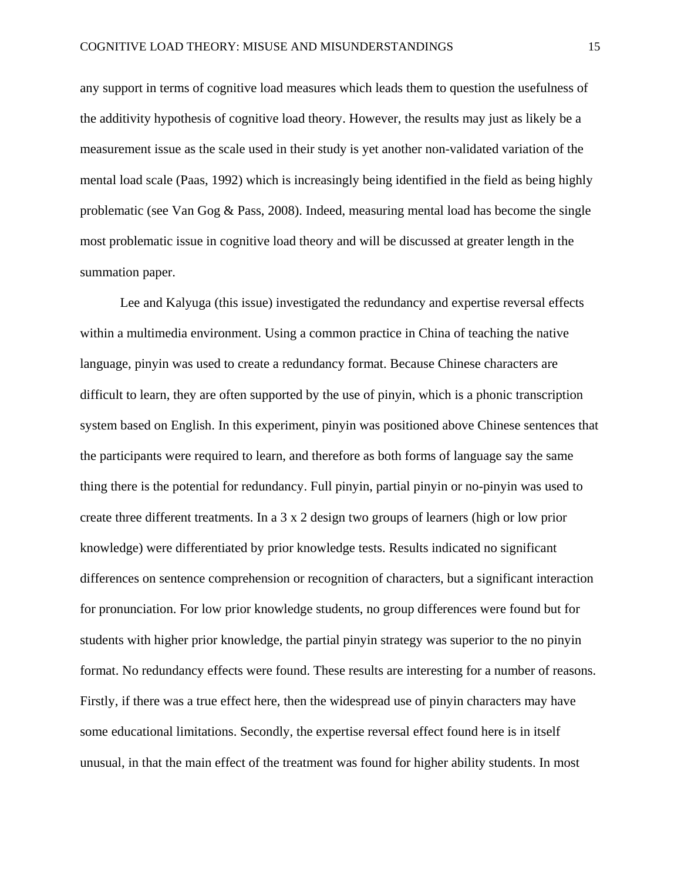any support in terms of cognitive load measures which leads them to question the usefulness of the additivity hypothesis of cognitive load theory. However, the results may just as likely be a measurement issue as the scale used in their study is yet another non-validated variation of the mental load scale (Paas, 1992) which is increasingly being identified in the field as being highly problematic (see Van Gog & Pass, 2008). Indeed, measuring mental load has become the single most problematic issue in cognitive load theory and will be discussed at greater length in the summation paper.

Lee and Kalyuga (this issue) investigated the redundancy and expertise reversal effects within a multimedia environment. Using a common practice in China of teaching the native language, pinyin was used to create a redundancy format. Because Chinese characters are difficult to learn, they are often supported by the use of pinyin, which is a phonic transcription system based on English. In this experiment, pinyin was positioned above Chinese sentences that the participants were required to learn, and therefore as both forms of language say the same thing there is the potential for redundancy. Full pinyin, partial pinyin or no-pinyin was used to create three different treatments. In a 3 x 2 design two groups of learners (high or low prior knowledge) were differentiated by prior knowledge tests. Results indicated no significant differences on sentence comprehension or recognition of characters, but a significant interaction for pronunciation. For low prior knowledge students, no group differences were found but for students with higher prior knowledge, the partial pinyin strategy was superior to the no pinyin format. No redundancy effects were found. These results are interesting for a number of reasons. Firstly, if there was a true effect here, then the widespread use of pinyin characters may have some educational limitations. Secondly, the expertise reversal effect found here is in itself unusual, in that the main effect of the treatment was found for higher ability students. In most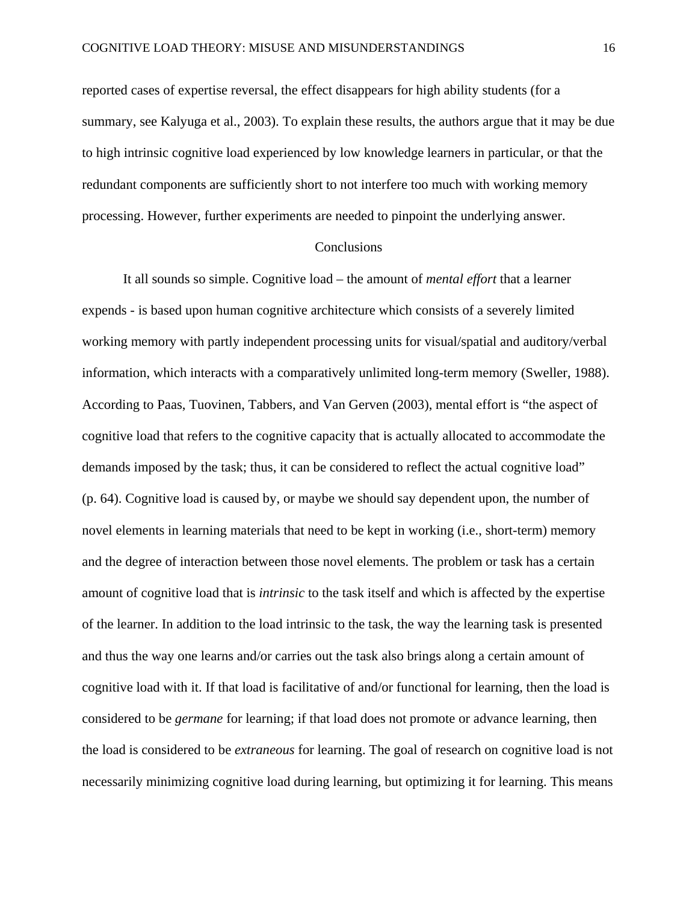reported cases of expertise reversal, the effect disappears for high ability students (for a summary, see Kalyuga et al., 2003). To explain these results, the authors argue that it may be due to high intrinsic cognitive load experienced by low knowledge learners in particular, or that the redundant components are sufficiently short to not interfere too much with working memory processing. However, further experiments are needed to pinpoint the underlying answer.

## Conclusions

It all sounds so simple. Cognitive load – the amount of *mental effort* that a learner expends - is based upon human cognitive architecture which consists of a severely limited working memory with partly independent processing units for visual/spatial and auditory/verbal information, which interacts with a comparatively unlimited long-term memory (Sweller, 1988). According to Paas, Tuovinen, Tabbers, and Van Gerven (2003), mental effort is "the aspect of cognitive load that refers to the cognitive capacity that is actually allocated to accommodate the demands imposed by the task; thus, it can be considered to reflect the actual cognitive load" (p. 64). Cognitive load is caused by, or maybe we should say dependent upon, the number of novel elements in learning materials that need to be kept in working (i.e., short-term) memory and the degree of interaction between those novel elements. The problem or task has a certain amount of cognitive load that is *intrinsic* to the task itself and which is affected by the expertise of the learner. In addition to the load intrinsic to the task, the way the learning task is presented and thus the way one learns and/or carries out the task also brings along a certain amount of cognitive load with it. If that load is facilitative of and/or functional for learning, then the load is considered to be *germane* for learning; if that load does not promote or advance learning, then the load is considered to be *extraneous* for learning. The goal of research on cognitive load is not necessarily minimizing cognitive load during learning, but optimizing it for learning. This means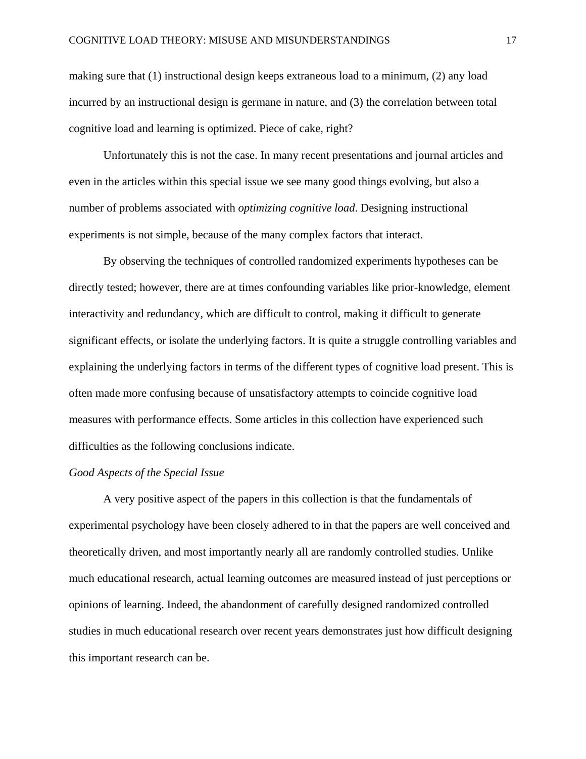making sure that (1) instructional design keeps extraneous load to a minimum, (2) any load incurred by an instructional design is germane in nature, and (3) the correlation between total cognitive load and learning is optimized. Piece of cake, right?

Unfortunately this is not the case. In many recent presentations and journal articles and even in the articles within this special issue we see many good things evolving, but also a number of problems associated with *optimizing cognitive load*. Designing instructional experiments is not simple, because of the many complex factors that interact.

By observing the techniques of controlled randomized experiments hypotheses can be directly tested; however, there are at times confounding variables like prior-knowledge, element interactivity and redundancy, which are difficult to control, making it difficult to generate significant effects, or isolate the underlying factors. It is quite a struggle controlling variables and explaining the underlying factors in terms of the different types of cognitive load present. This is often made more confusing because of unsatisfactory attempts to coincide cognitive load measures with performance effects. Some articles in this collection have experienced such difficulties as the following conclusions indicate.

*Good Aspects of the Special Issue*

A very positive aspect of the papers in this collection is that the fundamentals of experimental psychology have been closely adhered to in that the papers are well conceived and theoretically driven, and most importantly nearly all are randomly controlled studies. Unlike much educational research, actual learning outcomes are measured instead of just perceptions or opinions of learning. Indeed, the abandonment of carefully designed randomized controlled studies in much educational research over recent years demonstrates just how difficult designing this important research can be.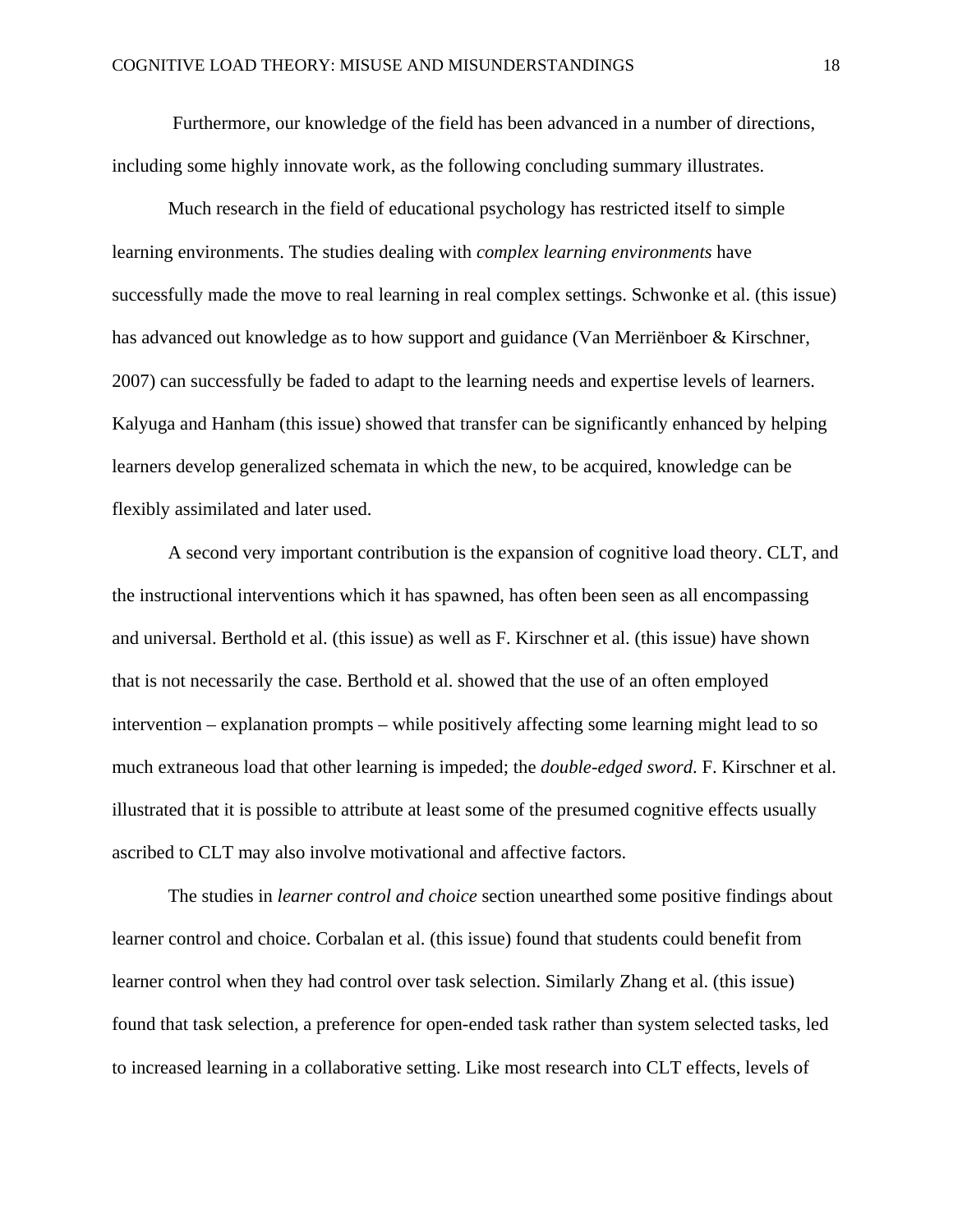Furthermore, our knowledge of the field has been advanced in a number of directions, including some highly innovate work, as the following concluding summary illustrates.

Much research in the field of educational psychology has restricted itself to simple learning environments. The studies dealing with *complex learning environments* have successfully made the move to real learning in real complex settings. Schwonke et al. (this issue) has advanced out knowledge as to how support and guidance (Van Merriënboer & Kirschner, 2007) can successfully be faded to adapt to the learning needs and expertise levels of learners. Kalyuga and Hanham (this issue) showed that transfer can be significantly enhanced by helping learners develop generalized schemata in which the new, to be acquired, knowledge can be flexibly assimilated and later used.

A second very important contribution is the expansion of cognitive load theory. CLT, and the instructional interventions which it has spawned, has often been seen as all encompassing and universal. Berthold et al. (this issue) as well as F. Kirschner et al. (this issue) have shown that is not necessarily the case. Berthold et al. showed that the use of an often employed intervention – explanation prompts – while positively affecting some learning might lead to so much extraneous load that other learning is impeded; the *double-edged sword*. F. Kirschner et al. illustrated that it is possible to attribute at least some of the presumed cognitive effects usually ascribed to CLT may also involve motivational and affective factors.

The studies in *learner control and choice* section unearthed some positive findings about learner control and choice. Corbalan et al. (this issue) found that students could benefit from learner control when they had control over task selection. Similarly Zhang et al. (this issue) found that task selection, a preference for open-ended task rather than system selected tasks, led to increased learning in a collaborative setting. Like most research into CLT effects, levels of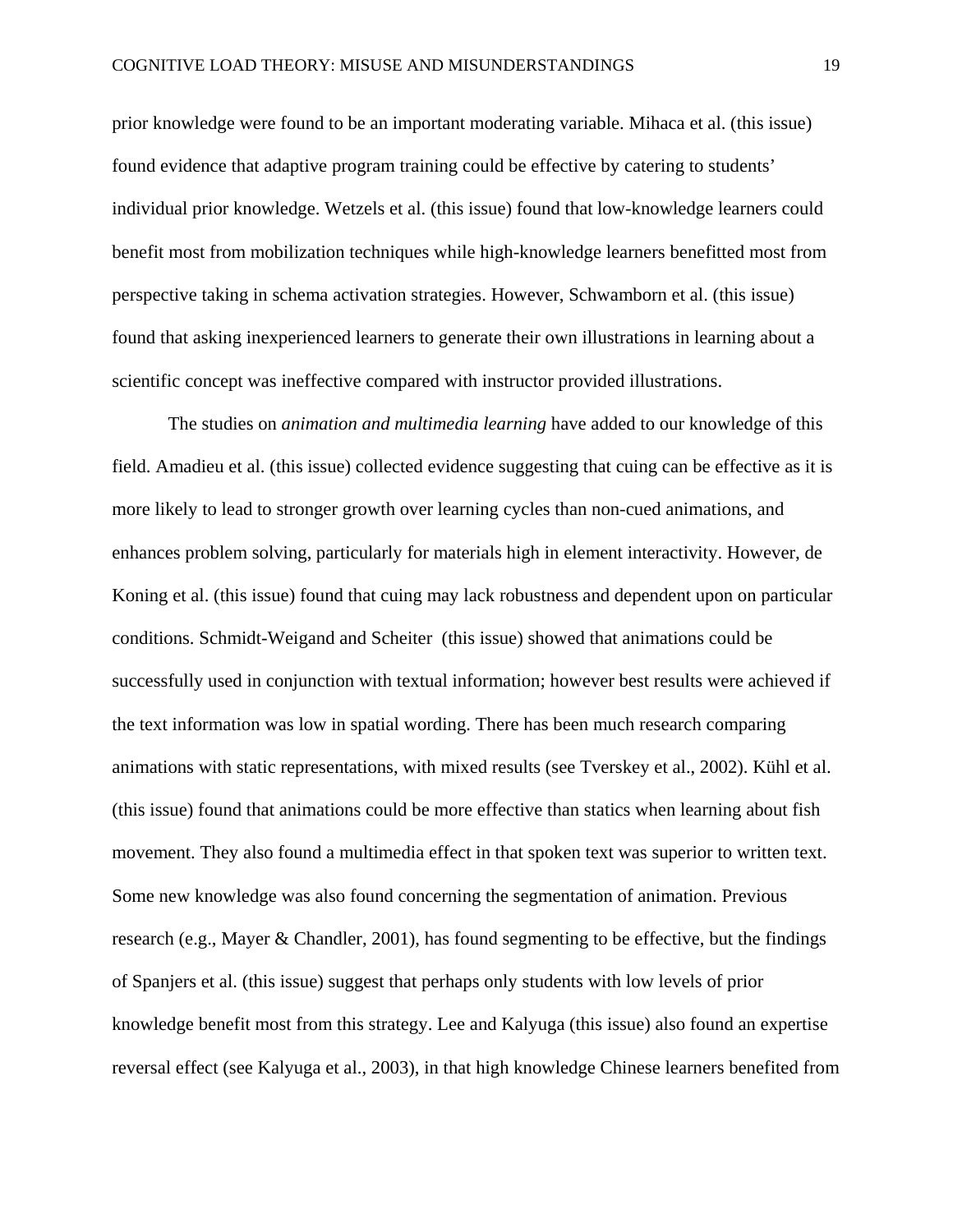prior knowledge were found to be an important moderating variable. Mihaca et al. (this issue) found evidence that adaptive program training could be effective by catering to students' individual prior knowledge. Wetzels et al. (this issue) found that low-knowledge learners could benefit most from mobilization techniques while high-knowledge learners benefitted most from perspective taking in schema activation strategies. However, Schwamborn et al. (this issue) found that asking inexperienced learners to generate their own illustrations in learning about a scientific concept was ineffective compared with instructor provided illustrations.

The studies on *animation and multimedia learning* have added to our knowledge of this field. Amadieu et al. (this issue) collected evidence suggesting that cuing can be effective as it is more likely to lead to stronger growth over learning cycles than non-cued animations, and enhances problem solving, particularly for materials high in element interactivity. However, de Koning et al. (this issue) found that cuing may lack robustness and dependent upon on particular conditions. Schmidt-Weigand and Scheiter (this issue) showed that animations could be successfully used in conjunction with textual information; however best results were achieved if the text information was low in spatial wording. There has been much research comparing animations with static representations, with mixed results (see Tverskey et al., 2002). Kühl et al. (this issue) found that animations could be more effective than statics when learning about fish movement. They also found a multimedia effect in that spoken text was superior to written text. Some new knowledge was also found concerning the segmentation of animation. Previous research (e.g., Mayer & Chandler, 2001), has found segmenting to be effective, but the findings of Spanjers et al. (this issue) suggest that perhaps only students with low levels of prior knowledge benefit most from this strategy. Lee and Kalyuga (this issue) also found an expertise reversal effect (see Kalyuga et al., 2003), in that high knowledge Chinese learners benefited from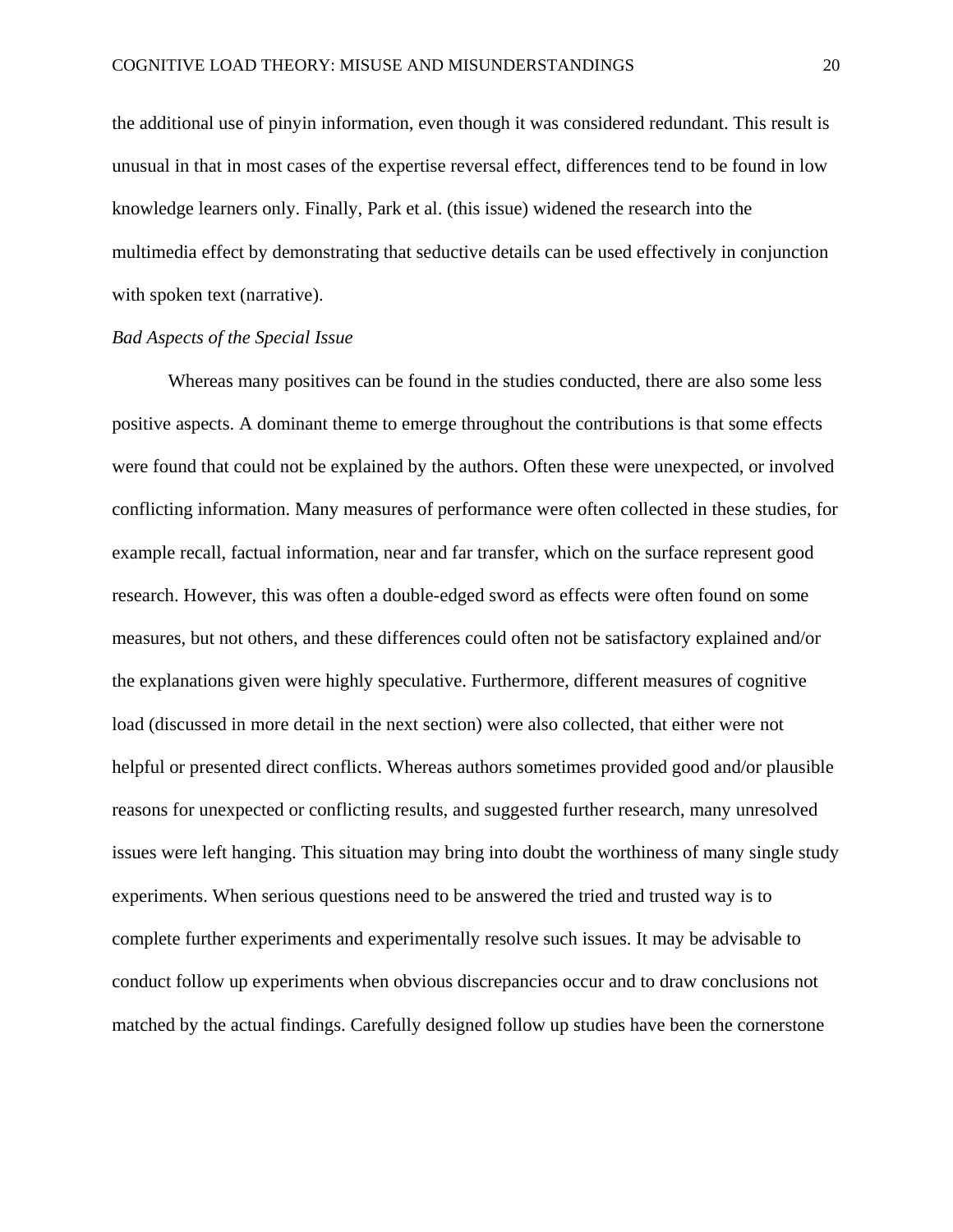the additional use of pinyin information, even though it was considered redundant. This result is unusual in that in most cases of the expertise reversal effect, differences tend to be found in low knowledge learners only. Finally, Park et al. (this issue) widened the research into the multimedia effect by demonstrating that seductive details can be used effectively in conjunction with spoken text (narrative).

*Bad Aspects of the Special Issue*

Whereas many positives can be found in the studies conducted, there are also some less positive aspects. A dominant theme to emerge throughout the contributions is that some effects were found that could not be explained by the authors. Often these were unexpected, or involved conflicting information. Many measures of performance were often collected in these studies, for example recall, factual information, near and far transfer, which on the surface represent good research. However, this was often a double-edged sword as effects were often found on some measures, but not others, and these differences could often not be satisfactory explained and/or the explanations given were highly speculative. Furthermore, different measures of cognitive load (discussed in more detail in the next section) were also collected, that either were not helpful or presented direct conflicts. Whereas authors sometimes provided good and/or plausible reasons for unexpected or conflicting results, and suggested further research, many unresolved issues were left hanging. This situation may bring into doubt the worthiness of many single study experiments. When serious questions need to be answered the tried and trusted way is to complete further experiments and experimentally resolve such issues. It may be advisable to conduct follow up experiments when obvious discrepancies occur and to draw conclusions not matched by the actual findings. Carefully designed follow up studies have been the cornerstone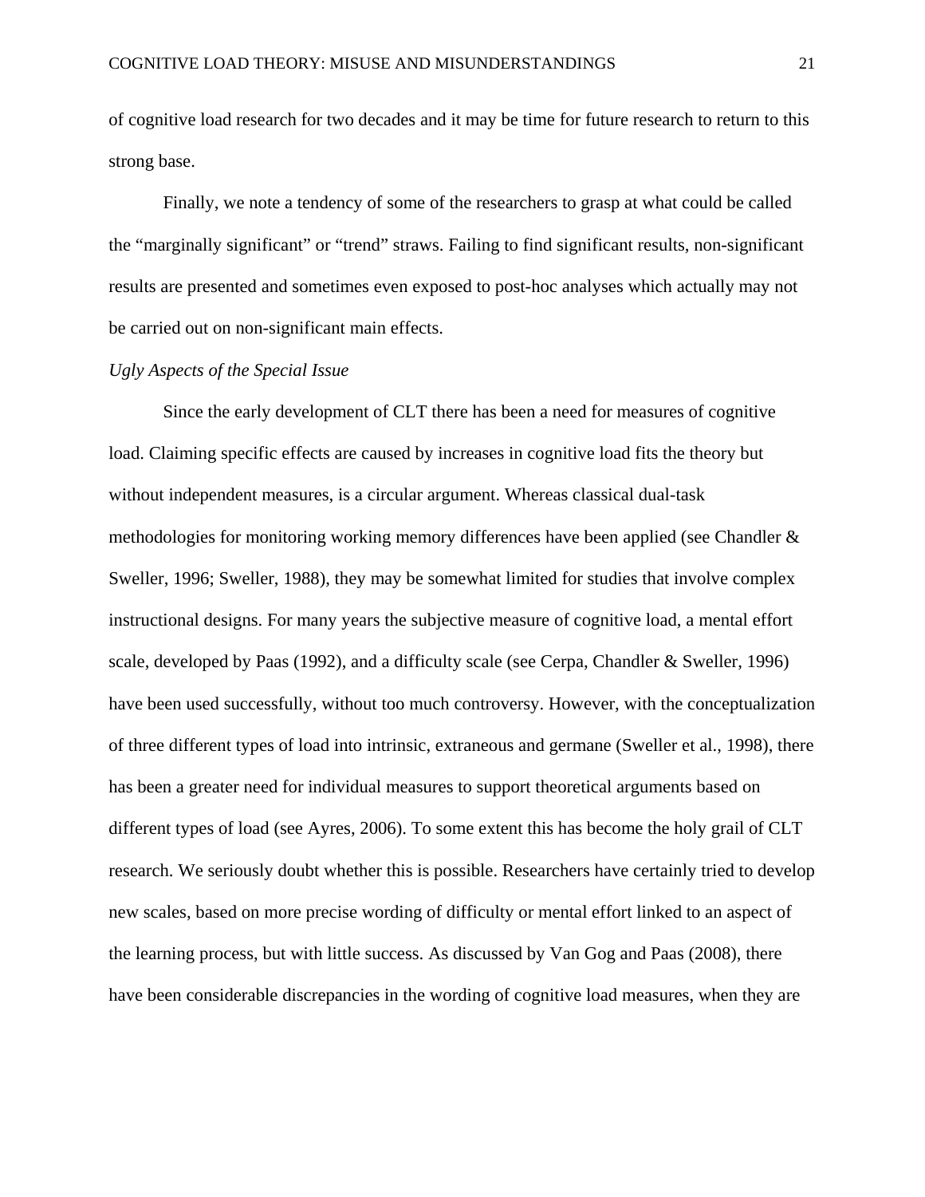of cognitive load research for two decades and it may be time for future research to return to this strong base.

Finally, we note a tendency of some of the researchers to grasp at what could be called the “marginally significant” or “trend” straws. Failing to find significant results, non-significant results are presented and sometimes even exposed to post-hoc analyses which actually may not be carried out on non-significant main effects.

*Ugly Aspects of the Special Issue*

Since the early development of CLT there has been a need for measures of cognitive load. Claiming specific effects are caused by increases in cognitive load fits the theory but without independent measures, is a circular argument. Whereas classical dual-task methodologies for monitoring working memory differences have been applied (see Chandler & Sweller, 1996; Sweller, 1988), they may be somewhat limited for studies that involve complex instructional designs. For many years the subjective measure of cognitive load, a mental effort scale, developed by Paas (1992), and a difficulty scale (see Cerpa, Chandler & Sweller, 1996) have been used successfully, without too much controversy. However, with the conceptualization of three different types of load into intrinsic, extraneous and germane (Sweller et al., 1998), there has been a greater need for individual measures to support theoretical arguments based on different types of load (see Ayres, 2006). To some extent this has become the holy grail of CLT research. We seriously doubt whether this is possible. Researchers have certainly tried to develop new scales, based on more precise wording of difficulty or mental effort linked to an aspect of the learning process, but with little success. As discussed by Van Gog and Paas (2008), there have been considerable discrepancies in the wording of cognitive load measures, when they are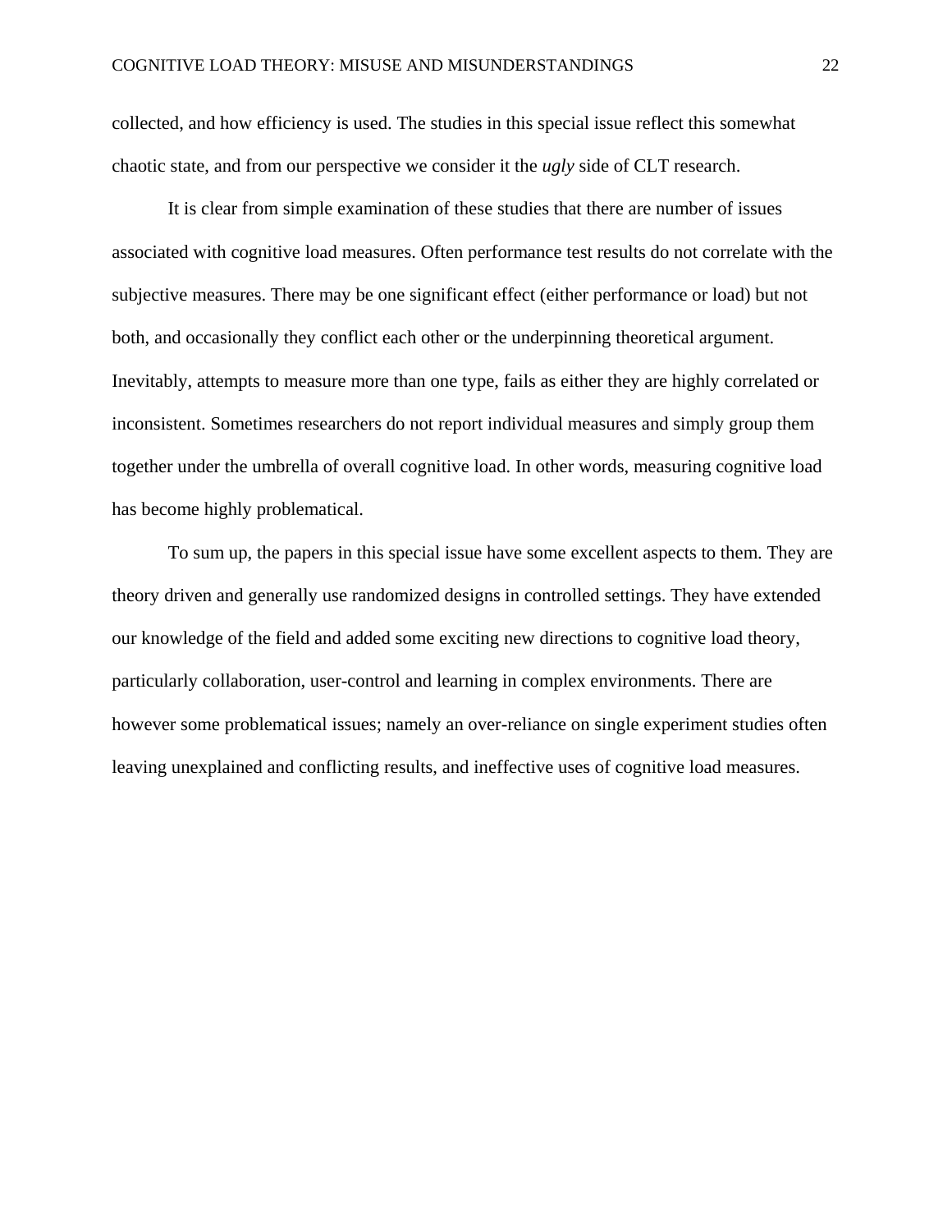collected, and how efficiency is used. The studies in this special issue reflect this somewhat chaotic state, and from our perspective we consider it the *ugly* side of CLT research.

It is clear from simple examination of these studies that there are number of issues associated with cognitive load measures. Often performance test results do not correlate with the subjective measures. There may be one significant effect (either performance or load) but not both, and occasionally they conflict each other or the underpinning theoretical argument. Inevitably, attempts to measure more than one type, fails as either they are highly correlated or inconsistent. Sometimes researchers do not report individual measures and simply group them together under the umbrella of overall cognitive load. In other words, measuring cognitive load has become highly problematical.

To sum up, the papers in this special issue have some excellent aspects to them. They are theory driven and generally use randomized designs in controlled settings. They have extended our knowledge of the field and added some exciting new directions to cognitive load theory, particularly collaboration, user-control and learning in complex environments. There are however some problematical issues; namely an over-reliance on single experiment studies often leaving unexplained and conflicting results, and ineffective uses of cognitive load measures.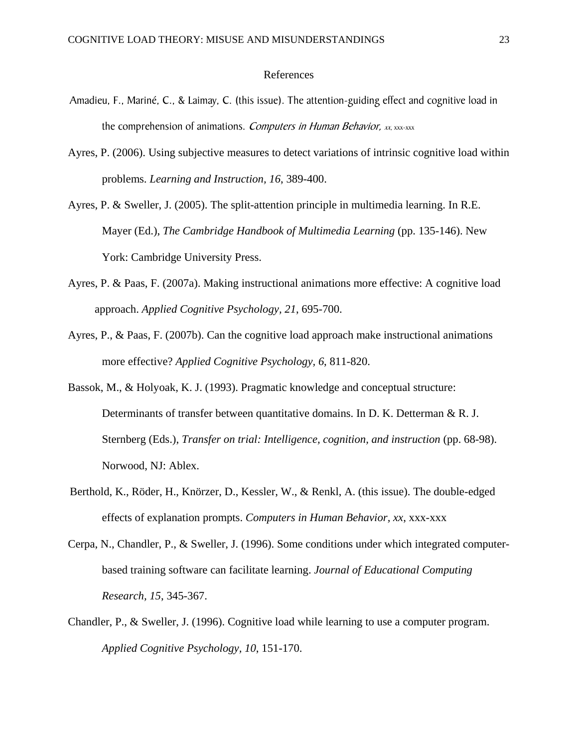## References

Amadieu, F., Mariné, C., & Laimay, C. (this issue). The attention-guiding effect and cognitive load in the comprehension of animations. *Computers in Human Behavior, xx*, xxx-xxx

Ayres, P. (2006). Using subjective measures to detect variations of intrinsic cognitive load within problems. *Learning and Instruction, 16*, 389-400.

Ayres, P. & Sweller, J. (2005). The split-attention principle in multimedia learning. In R.E. Mayer (Ed.), *The Cambridge Handbook of Multimedia Learning* (pp. 135-146). New York: Cambridge University Press.

Ayres, P. & Paas, F. (2007a). Making instructional animations more effective: A cognitive load approach. *Applied Cognitive Psychology, 21*, 695-700.

Ayres, P., & Paas, F. (2007b). Can the cognitive load approach make instructional animations more effective? *Applied Cognitive Psychology, 6*, 811-820.

Bassok, M., & Holyoak, K. J. (1993). Pragmatic knowledge and conceptual structure: Determinants of transfer between quantitative domains. In D. K. Detterman & R. J. Sternberg (Eds.), *Transfer on trial: Intelligence, cognition, and instruction* (pp. 68-98). Norwood, NJ: Ablex.

Berthold, K., Röder, H., Knörzer, D., Kessler, W., & Renkl, A. (this issue). The double-edged effects of explanation prompts. *Computers in Human Behavior*, *xx*, xxx-xxx

Cerpa, N., Chandler, P., & Sweller, J. (1996). Some conditions under which integrated computer-based training software can facilitate learning. *Journal of Educational Computing Research, 15*, 345-367.

Chandler, P., & Sweller, J. (1996). Cognitive load while learning to use a computer program. *Applied Cognitive Psychology, 10*, 151-170.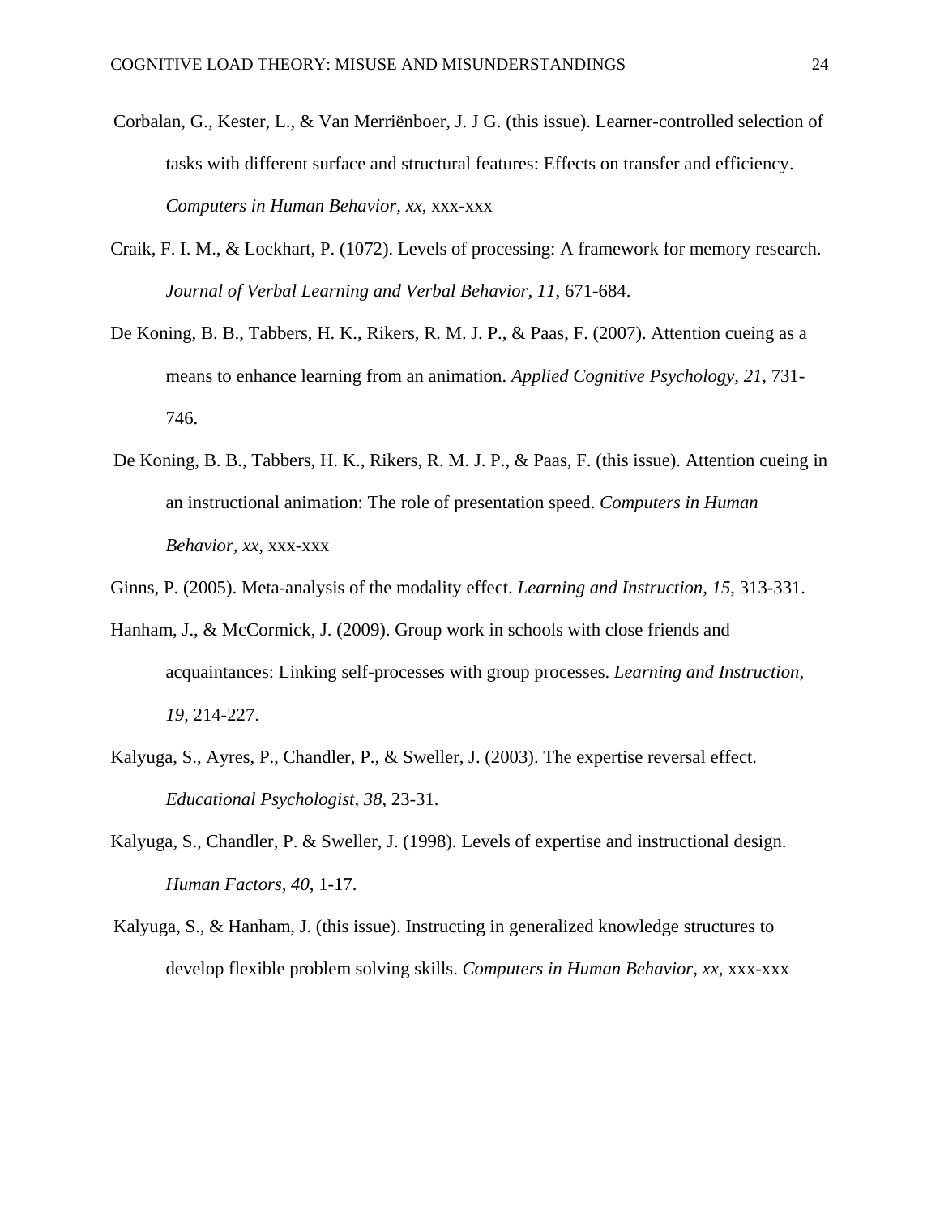Corbalan, G., Kester, L., & Van Merriënboer, J. J G. (this issue). Learner-controlled selection of tasks with different surface and structural features: Effects on transfer and efficiency. *Computers in Human Behavior, xx*, xxx-xxx

Craik, F. I. M., & Lockhart, P. (1072). Levels of processing: A framework for memory research. *Journal of Verbal Learning and Verbal Behavior, 11*, 671-684.

De Koning, B. B., Tabbers, H. K., Rikers, R. M. J. P., & Paas, F. (2007). Attention cueing as a means to enhance learning from an animation. *Applied Cognitive Psychology, 21*, 731-746.

De Koning, B. B., Tabbers, H. K., Rikers, R. M. J. P., & Paas, F. (this issue). Attention cueing in an instructional animation: The role of presentation speed. *Computers in Human Behavior*, *xx*, xxx-xxx

Ginns, P. (2005). Meta-analysis of the modality effect. *Learning and Instruction, 15*, 313-331.

Hanham, J., & McCormick, J. (2009). Group work in schools with close friends and acquaintances: Linking self-processes with group processes. *Learning and Instruction, 19*, 214-227.

Kalyuga, S., Ayres, P., Chandler, P., & Sweller, J. (2003). The expertise reversal effect. *Educational Psychologist, 38*, 23-31.

Kalyuga, S., Chandler, P. & Sweller, J. (1998). Levels of expertise and instructional design. *Human Factors, 40*, 1-17.

Kalyuga, S., & Hanham, J. (this issue). Instructing in generalized knowledge structures to develop flexible problem solving skills. *Computers in Human Behavior, xx*, xxx-xxx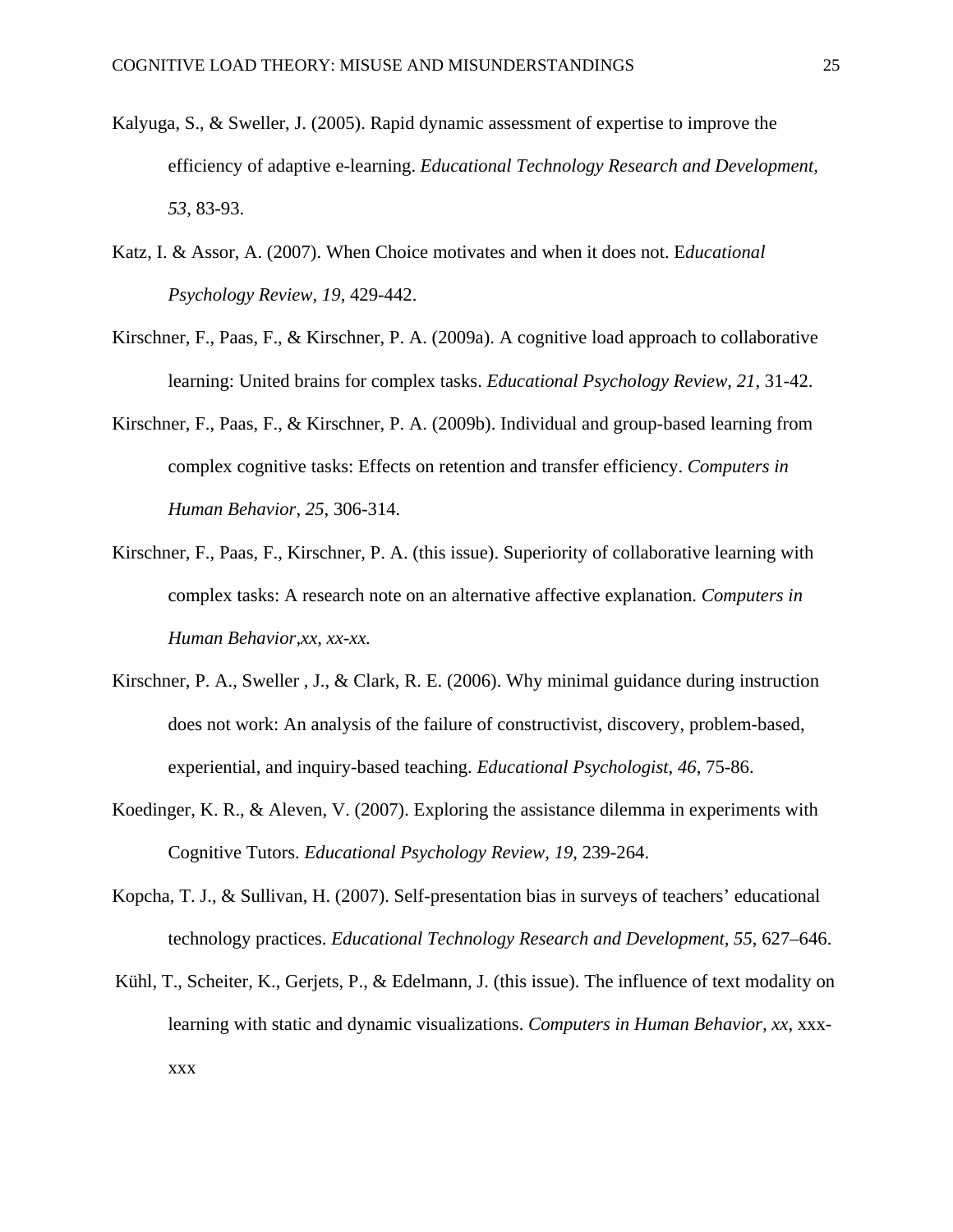Kalyuga, S., & Sweller, J. (2005). Rapid dynamic assessment of expertise to improve the efficiency of adaptive e-learning. *Educational Technology Research and Development, 53*, 83-93.

Katz, I. & Assor, A. (2007). When Choice motivates and when it does not. E*ducational Psychology Review, 19*, 429-442.

Kirschner, F., Paas, F., & Kirschner, P. A. (2009a). A cognitive load approach to collaborative learning: United brains for complex tasks. *Educational Psychology Review, 21*, 31-42.

Kirschner, F., Paas, F., & Kirschner, P. A. (2009b). Individual and group-based learning from complex cognitive tasks: Effects on retention and transfer efficiency. *Computers in Human Behavior, 25*, 306-314.

Kirschner, F., Paas, F., Kirschner, P. A. (this issue). Superiority of collaborative learning with complex tasks: A research note on an alternative affective explanation. *Computers in Human Behavior,xx, xx-xx.*

Kirschner, P. A., Sweller , J., & Clark, R. E. (2006). Why minimal guidance during instruction does not work: An analysis of the failure of constructivist, discovery, problem-based, experiential, and inquiry-based teaching. *Educational Psychologist, 46*, 75-86.

Koedinger, K. R., & Aleven, V. (2007). Exploring the assistance dilemma in experiments with Cognitive Tutors. *Educational Psychology Review, 19*, 239-264.

Kopcha, T. J., & Sullivan, H. (2007). Self-presentation bias in surveys of teachers' educational technology practices. *Educational Technology Research and Development, 55*, 627–646.

Kühl, T., Scheiter, K., Gerjets, P., & Edelmann, J. (this issue). The influence of text modality on learning with static and dynamic visualizations. *Computers in Human Behavior, xx*, xxx-xxx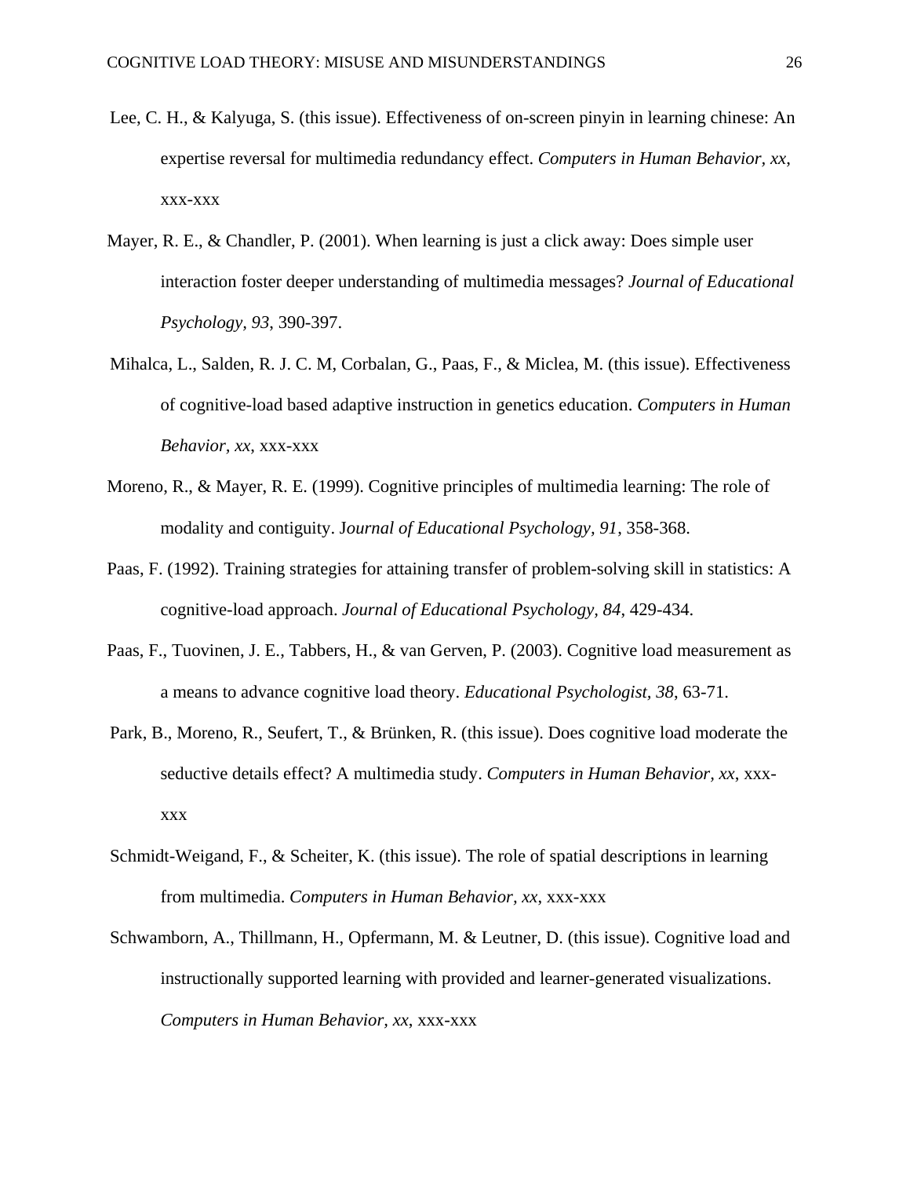Lee, C. H., & Kalyuga, S. (this issue). Effectiveness of on-screen pinyin in learning chinese: An expertise reversal for multimedia redundancy effect. *Computers in Human Behavior, xx,* xxx-xxx

Mayer, R. E., & Chandler, P. (2001). When learning is just a click away: Does simple user interaction foster deeper understanding of multimedia messages? *Journal of Educational Psychology, 93*, 390-397.

Mihalca, L., Salden, R. J. C. M, Corbalan, G., Paas, F., & Miclea, M. (this issue). Effectiveness of cognitive-load based adaptive instruction in genetics education. *Computers in Human Behavior, xx,* xxx-xxx

Moreno, R., & Mayer, R. E. (1999). Cognitive principles of multimedia learning: The role of modality and contiguity. J*ournal of Educational Psychology, 91*, 358-368.

Paas, F. (1992). Training strategies for attaining transfer of problem-solving skill in statistics: A cognitive-load approach. *Journal of Educational Psychology, 84,* 429-434.

Paas, F., Tuovinen, J. E., Tabbers, H., & van Gerven, P. (2003). Cognitive load measurement as a means to advance cognitive load theory. *Educational Psychologist, 38*, 63-71.

Park, B., Moreno, R., Seufert, T., & Brünken, R. (this issue). Does cognitive load moderate the seductive details effect? A multimedia study. *Computers in Human Behavior, xx*, xxx-xxx

Schmidt-Weigand, F., & Scheiter, K. (this issue). The role of spatial descriptions in learning from multimedia. *Computers in Human Behavior, xx*, xxx-xxx

Schwamborn, A., Thillmann, H., Opfermann, M. & Leutner, D. (this issue). Cognitive load and instructionally supported learning with provided and learner-generated visualizations. *Computers in Human Behavior, xx*, xxx-xxx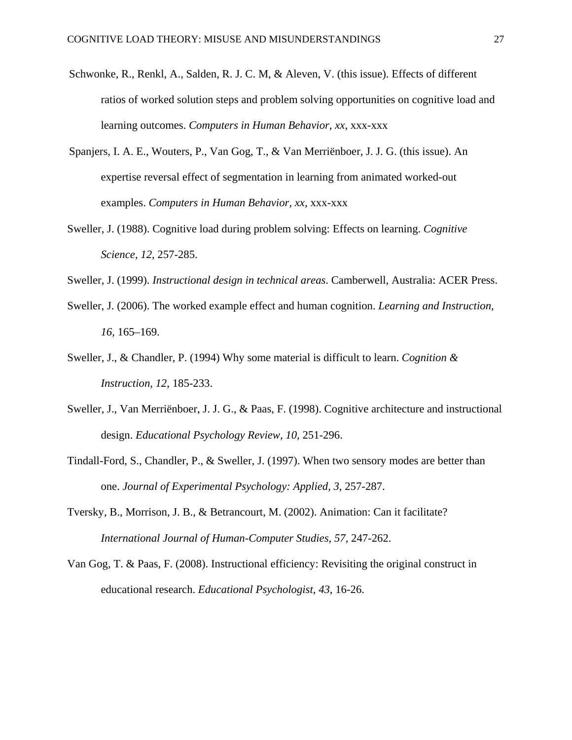Schwonke, R., Renkl, A., Salden, R. J. C. M, & Aleven, V. (this issue). Effects of different ratios of worked solution steps and problem solving opportunities on cognitive load and learning outcomes. *Computers in Human Behavior, xx*, xxx-xxx

Spanjers, I. A. E., Wouters, P., Van Gog, T., & Van Merriënboer, J. J. G. (this issue). An expertise reversal effect of segmentation in learning from animated worked-out examples. *Computers in Human Behavior, xx*, xxx-xxx

Sweller, J. (1988). Cognitive load during problem solving: Effects on learning. *Cognitive Science, 12*, 257-285.

Sweller, J. (1999). *Instructional design in technical areas*. Camberwell, Australia: ACER Press.

Sweller, J. (2006). The worked example effect and human cognition. *Learning and Instruction, 16*, 165–169.

Sweller, J., & Chandler, P. (1994) Why some material is difficult to learn. *Cognition & Instruction, 12*, 185-233.

Sweller, J., Van Merriënboer, J. J. G., & Paas, F. (1998). Cognitive architecture and instructional design. *Educational Psychology Review, 10*, 251-296.

Tindall-Ford, S., Chandler, P., & Sweller, J. (1997). When two sensory modes are better than one. *Journal of Experimental Psychology: Applied, 3*, 257-287.

Tversky, B., Morrison, J. B., & Betrancourt, M. (2002). Animation: Can it facilitate? *International Journal of Human-Computer Studies, 57*, 247-262.

Van Gog, T. & Paas, F. (2008). Instructional efficiency: Revisiting the original construct in educational research. *Educational Psychologist, 43*, 16-26.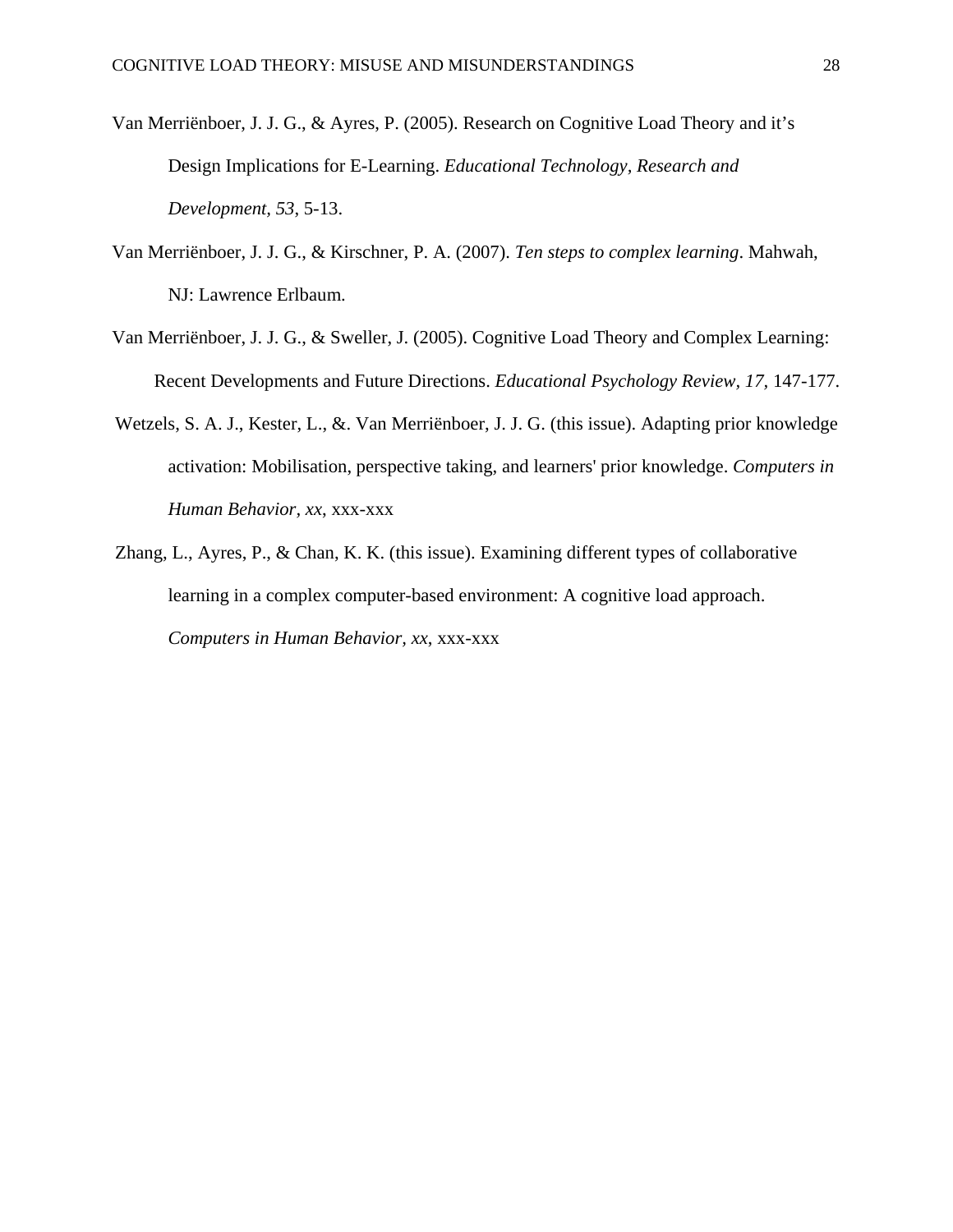Van Merriënboer, J. J. G., & Ayres, P. (2005). Research on Cognitive Load Theory and it's Design Implications for E-Learning. *Educational Technology, Research and Development, 53*, 5-13.

Van Merriënboer, J. J. G., & Kirschner, P. A. (2007). *Ten steps to complex learning*. Mahwah, NJ: Lawrence Erlbaum.

Van Merriënboer, J. J. G., & Sweller, J. (2005). Cognitive Load Theory and Complex Learning: Recent Developments and Future Directions. *Educational Psychology Review*, *17*, 147-177.

Wetzels, S. A. J., Kester, L., &. Van Merriënboer, J. J. G. (this issue). Adapting prior knowledge activation: Mobilisation, perspective taking, and learners' prior knowledge. *Computers in Human Behavior, xx*, xxx-xxx

Zhang, L., Ayres, P., & Chan, K. K. (this issue). Examining different types of collaborative learning in a complex computer-based environment: A cognitive load approach. *Computers in Human Behavior, xx*, xxx-xxx